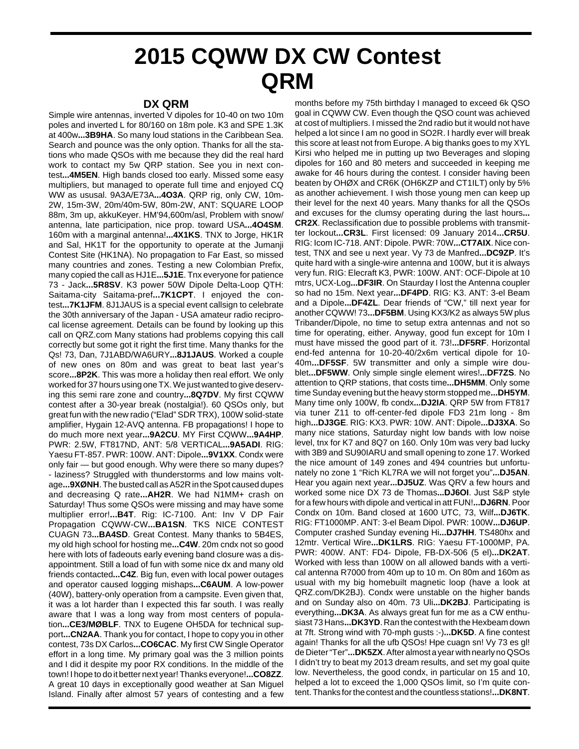# 2015 CQWW DX CW Contest QRM

## DX QRM

Simple wire antennas, inverted V dipoles for 10-40 on two 10m poles and inverted L for 80/160 on 18m pole. K3 and SPE 1.3K at 400w...**3B9HA**. So many loud stations in the Caribbean Sea. Search and pounce was the only option. Thanks for all the stations who made QSOs with me because they did the real hard work to contact my 5w QRP station. See you in next contest...**4M5EN**. High bands closed too early. Missed some easy multipliers, but managed to operate full time and enjoyed CQ WW as ususal. 9A3A/E73A...**4O3A**. QRP rig, only CW, 10m-2W, 15m-3W, 20m/40m-5W, 80m-2W, ANT: SQUARE LOOP 88m, 3m up, akkuKeyer. HM'94,600m/asl, Problem with snow/antenna, late participation, nice prop. toward USA...**4O4SM**. 160m with a marginal antenna!...**4X1KS**. TNX to Jorge, HK1R and Sal, HK1T for the opportunity to operate at the Jumanji Contest Site (HK1NA). No propagation to Far East, so missed many countries and zones. Testing a new Colombian Prefix, many copied the call as HJ1E...**5J1E**. Tnx everyone for patience 73 - Jack...**5R8SV**. K3 power 50W Dipole Delta-Loop QTH: Saitama-city Saitama-pref...**7K1CPT**. I enjoyed the contest...**7K1JFM**. 8J1JAUS is a special event callsign to celebrate the 30th anniversary of the Japan - USA amateur radio reciprocal license agreement. Details can be found by looking up this call on QRZ.com Many stations had problems copying this call correctly but some got it right the first time. Many thanks for the Qs! 73, Dan, 7J1ABD/WA6URY...**8J1JAUS**. Worked a couple of new ones on 80m and was great to beat last year's score...**8P2K**. This was more a holiday then real effort. We only worked for 37 hours using one TX. We just wanted to give deserving this semi rare zone and country...**8Q7DV**. My first CQWW contest after a 30-year break (nostalgia!). 60 QSOs only, but great fun with the new radio ("Elad" SDR TRX), 100W solid-state amplifier, Hygain 12-AVQ antenna. FB propagations! I hope to do much more next year...**9A2CU**. MY First CQWW...**9A4HP**. PWR: 2.5W, FT817ND, ANT: 5/8 VERTICAL...**9A5ADI**. RIG: Yaesu FT-857. PWR: 100W. ANT: Dipole...**9V1XX**. Condx were only fair — but good enough. Why were there so many dupes? - laziness? Struggled with thunderstorms and low mains voltage...**9XØNH**. The busted call as A52R in the Spot caused dupes and decreasing Q rate...**AH2R**. We had N1MM+ crash on Saturday! Thus some QSOs were missing and may have some multiplier error!...**B4T**. Rig: IC-7100. Ant: Inv V DP Fair Propagation CQWW-CW...**BA1SN**. TKS NICE CONTEST CUAGN 73...**BA4SD**. Great Contest. Many thanks to 5B4ES, my old high school for hosting me...**C4W**. 20m cndx not so good here with lots of fadeouts early evening band closure was a disappointment. Still a load of fun with some nice dx and many old friends contacted...**C4Z**. Big fun, even with local power outages and operator caused logging mishaps...**C6AUM**. A low-power (40W), battery-only operation from a campsite. Even given that, it was a lot harder than I expected this far south. I was really aware that I was a long way from most centers of population...**CE3/MØBLF**. TNX to Eugene OH5DA for technical support...**CN2AA**. Thank you for contact, I hope to copy you in other contest, 73s DX Carlos...**CO6CAC**. My first CW Single Operator effort in a long time. My primary goal was the 3 million points and I did it despite my poor RX conditions. In the middle of the town! I hope to do it better next year! Thanks everyone!...**CO8ZZ**. A great 10 days in exceptionally good weather at San Miguel Island. Finally after almost 57 years of contesting and a few months before my 75th birthday I managed to exceed 6k QSO goal in CQWW CW. Even though the QSO count was achieved at cost of multipliers. I missed the 2nd radio but it would not have helped a lot since I am no good in SO2R. I hardly ever will break this score at least not from Europe. A big thanks goes to my XYL Kirsi who helped me in putting up two Beverages and sloping dipoles for 160 and 80 meters and succeeded in keeping me awake for 46 hours during the contest. I consider having been beaten by OHØX and CR6K (OH6KZP and CT1ILT) only by 5% as another achievement. I wish those young men can keep up their level for the next 40 years. Many thanks for all the QSOs and excuses for the clumsy operating during the last hours...**CR2X**. Reclassification due to possible problems with transmitter lockout...**CR3L**. First licensed: 09 January 2014...**CR5U**. RIG: Icom IC-718. ANT: Dipole. PWR: 70W...**CT7AIX**. Nice contest, TNX and see u next year. Vy 73 de Manfred...**DC9ZP**. It's quite hard with a single-wire antenna and 100W, but it is always very fun. RIG: Elecraft K3, PWR: 100W. ANT: OCF-Dipole at 10 mtrs, UCX-Log...**DF3IR**. On Staurday I lost the Antenna coupler so had no 15m. Next year...**DF4PD**. RIG: K3. ANT: 3-el Beam and a Dipole...**DF4ZL**. Dear friends of "CW," till next year for another CQWW! 73...**DF5BM**. Using KX3/K2 as always 5W plus Tribander/Dipole, no time to setup extra antennas and not so time for operating, either. Anyway, good fun except for 10m I must have missed the good part of it. 73!...**DF5RF**. Horizontal end-fed antenna for 10-20-40/2x6m vertical dipole for 10-40m...**DF5SF**. 5W transmitter and only a simple wire doublet...**DF5WW**. Only simple single element wires!...**DF7ZS**. No attention to QRP stations, that costs time...**DH5MM**. Only some time Sunday evening but the heavy storm stopped me...**DH5YM**. Many time only 100W, fb condx...**DJ2IA**. QRP 5W from FT817 via tuner Z11 to off-center-fed dipole FD3 21m long - 8m high...**DJ3GE**. RIG: KX3. PWR: 10W. ANT: Dipole...**DJ3XA**. So many nice stations, Saturday night low bands with low noise level, tnx for K7 and 8Q7 on 160. Only 10m was very bad lucky with 3B9 and SU90IARU and small opening to zone 17. Worked the nice amount of 149 zones and 494 countries but unfortunately no zone 1 "Rich KL7RA we will not forget you"...**DJ5AN**. Hear you again next year...**DJ5UZ**. Was QRV a few hours and worked some nice DX 73 de Thomas...**DJ6OI**. Just S&P style for a few hours with dipole and vertical in att FUN!...**DJ6RN**. Poor Condx on 10m. Band closed at 1600 UTC, 73, Wilf...**DJ6TK**. RIG: FT1000MP. ANT: 3-el Beam Dipol. PWR: 100W...**DJ6UP**. Computer crashed Sunday evening Hi...**DJ7HH**. TS480hx and 12mtr. Vertical Wire...**DK1LRS**. RIG: Yaesu FT-1000MP, PA. PWR: 400W. ANT: FD4- Dipole, FB-DX-506 (5 el)...**DK2AT**. Worked with less than 100W on all allowed bands with a vertical antenna R7000 from 40m up to 10 m. On 80m and 160m as usual with my big homebuilt magnetic loop (have a look at QRZ.com/DK2BJ). Condx were unstable on the higher bands and on Sunday also on 40m. 73 Uli...**DK2BJ**. Participating is everything...**DK3A**. As always great fun for me as a CW enthusiast 73 Hans...**DK3YD**. Ran the contest with the Hexbeam down at 7ft. Strong wind with 70-mph gusts :-)...**DK5D**. A fine contest again! Thanks for all the ufb QSOs! Hpe cuagn sn! Vy 73 es gl! de Dieter "Ter"...**DK5ZX**. After almost a year with nearly no QSOs I didn't try to beat my 2013 dream results, and set my goal quite low. Nevertheless, the good condx, in particular on 15 and 10, helped a lot to exceed the 1,000 QSOs limit, so I'm quite content. Thanks for the contest and the countless stations!...**DK8NT**.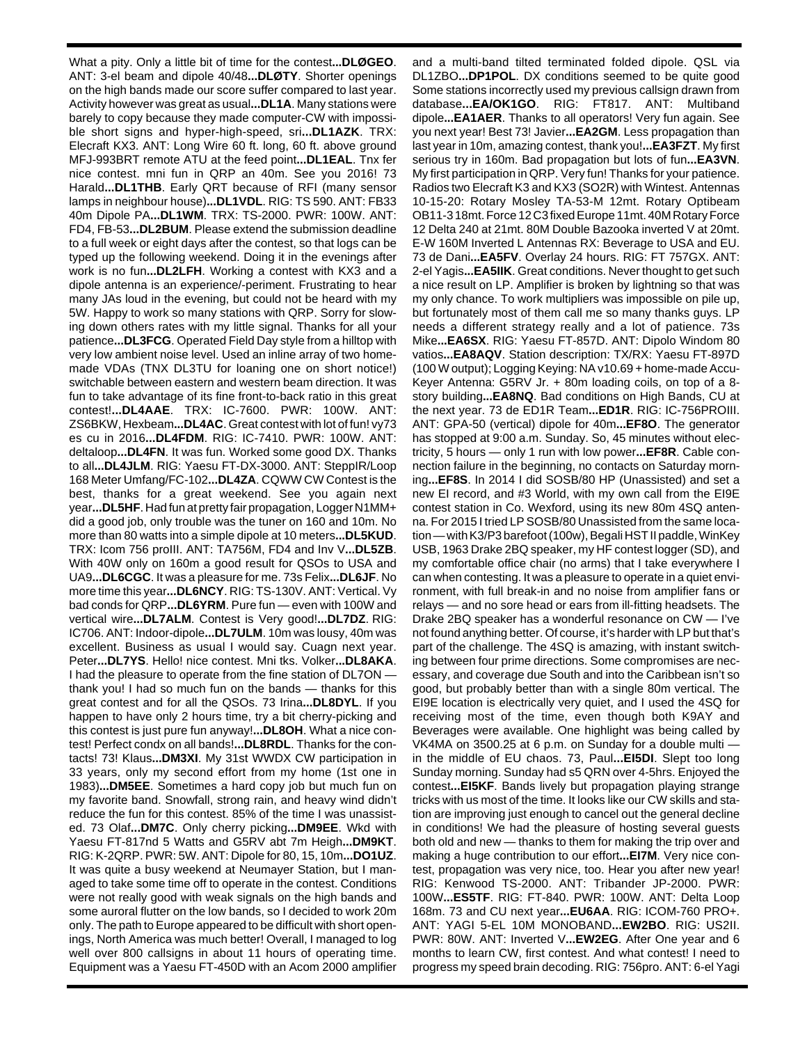What a pity. Only a little bit of time for the contest**...DLØGEO**. ANT: 3-el beam and dipole 40/48**...DLØTY**. Shorter openings on the high bands made our score suffer compared to last year. Activity however was great as usual**...DL1A**. Many stations were barely to copy because they made computer-CW with impossible short signs and hyper-high-speed, sri**...DL1AZK**. TRX: Elecraft KX3. ANT: Long Wire 60 ft. long, 60 ft. above ground MFJ-993BRT remote ATU at the feed point**...DL1EAL**. Tnx fer nice contest. mni fun in QRP an 40m. See you 2016! 73 Harald**...DL1THB**. Early QRT because of RFI (many sensor lamps in neighbour house)**...DL1VDL**. RIG: TS 590. ANT: FB33 40m Dipole PA**...DL1WM**. TRX: TS-2000. PWR: 100W. ANT: FD4, FB-53**...DL2BUM**. Please extend the submission deadline to a full week or eight days after the contest, so that logs can be typed up the following weekend. Doing it in the evenings after work is no fun**...DL2LFH**. Working a contest with KX3 and a dipole antenna is an experience/-periment. Frustrating to hear many JAs loud in the evening, but could not be heard with my 5W. Happy to work so many stations with QRP. Sorry for slowing down others rates with my little signal. Thanks for all your patience**...DL3FCG**. Operated Field Day style from a hilltop with very low ambient noise level. Used an inline array of two homemade VDAs (TNX DL3TU for loaning one on short notice!) switchable between eastern and western beam direction. It was fun to take advantage of its fine front-to-back ratio in this great contest!**...DL4AAE**. TRX: IC-7600. PWR: 100W. ANT: ZS6BKW, Hexbeam**...DL4AC**. Great contest with lot of fun! vy73 es cu in 2016**...DL4FDM**. RIG: IC-7410. PWR: 100W. ANT: deltaloop**...DL4FN**. It was fun. Worked some good DX. Thanks to all**...DL4JLM**. RIG: Yaesu FT-DX-3000. ANT: SteppIR/Loop 168 Meter Umfang/FC-102**...DL4ZA**. CQWW CW Contest is the best, thanks for a great weekend. See you again next year**...DL5HF**. Had fun at pretty fair propagation, Logger N1MM+ did a good job, only trouble was the tuner on 160 and 10m. No more than 80 watts into a simple dipole at 10 meters**...DL5KUD**. TRX: Icom 756 proIII. ANT: TA756M, FD4 and Inv V**...DL5ZB**. With 40W only on 160m a good result for QSOs to USA and UA9**...DL6CGC**. It was a pleasure for me. 73s Felix**...DL6JF**. No more time this year**...DL6NCY**. RIG: TS-130V. ANT: Vertical. Vy bad conds for QRP**...DL6YRM**. Pure fun — even with 100W and vertical wire**...DL7ALM**. Contest is Very good!**...DL7DZ**. RIG: IC706. ANT: Indoor-dipole**...DL7ULM**. 10m was lousy, 40m was excellent. Business as usual I would say. Cuagn next year. Peter**...DL7YS**. Hello! nice contest. Mni tks. Volker**...DL8AKA**. I had the pleasure to operate from the fine station of DL7ON — thank you! I had so much fun on the bands — thanks for this great contest and for all the QSOs. 73 Irina**...DL8DYL**. If you happen to have only 2 hours time, try a bit cherry-picking and this contest is just pure fun anyway!**...DL8OH**. What a nice contest! Perfect condx on all bands!**...DL8RDL**. Thanks for the contacts! 73! Klaus**...DM3XI**. My 31st WWDX CW participation in 33 years, only my second effort from my home (1st one in 1983)**...DM5EE**. Sometimes a hard copy job but much fun on my favorite band. Snowfall, strong rain, and heavy wind didn't reduce the fun for this contest. 85% of the time I was unassisted. 73 Olaf**...DM7C**. Only cherry picking**...DM9EE**. Wkd with Yaesu FT-817nd 5 Watts and G5RV abt 7m Heigh**...DM9KT**. RIG: K-2QRP. PWR: 5W. ANT: Dipole for 80, 15, 10m**...DO1UZ**. It was quite a busy weekend at Neumayer Station, but I managed to take some time off to operate in the contest. Conditions were not really good with weak signals on the high bands and some auroral flutter on the low bands, so I decided to work 20m only. The path to Europe appeared to be difficult with short openings, North America was much better! Overall, I managed to log well over 800 callsigns in about 11 hours of operating time. Equipment was a Yaesu FT-450D with an Acom 2000 amplifier and a multi-band tilted terminated folded dipole. QSL via DL1ZBO**...DP1POL**. DX conditions seemed to be quite good Some stations incorrectly used my previous callsign drawn from database**...EA/OK1GO**. RIG: FT817. ANT: Multiband dipole**...EA1AER**. Thanks to all operators! Very fun again. See you next year! Best 73! Javier**...EA2GM**. Less propagation than last year in 10m, amazing contest, thank you!**...EA3FZT**. My first serious try in 160m. Bad propagation but lots of fun**...EA3VN**. My first participation in QRP. Very fun! Thanks for your patience. Radios two Elecraft K3 and KX3 (SO2R) with Wintest. Antennas 10-15-20: Rotary Mosley TA-53-M 12mt. Rotary Optibeam OB11-3 18mt. Force 12 C3 fixed Europe 11mt. 40M Rotary Force 12 Delta 240 at 21mt. 80M Double Bazooka inverted V at 20mt. E-W 160M Inverted L Antennas RX: Beverage to USA and EU. 73 de Dani**...EA5FV**. Overlay 24 hours. RIG: FT 757GX. ANT: 2-el Yagis**...EA5IIK**. Great conditions. Never thought to get such a nice result on LP. Amplifier is broken by lightning so that was my only chance. To work multipliers was impossible on pile up, but fortunately most of them call me so many thanks guys. LP needs a different strategy really and a lot of patience. 73s Mike**...EA6SX**. RIG: Yaesu FT-857D. ANT: Dipolo Windom 80 vatios**...EA8AQV**. Station description: TX/RX: Yaesu FT-897D (100 W output); Logging Keying: NA v10.69 + home-made Accu-Keyer Antenna: G5RV Jr. + 80m loading coils, on top of a 8-story building**...EA8NQ**. Bad conditions on High Bands, CU at the next year. 73 de ED1R Team**...ED1R**. RIG: IC-756PROIII. ANT: GPA-50 (vertical) dipole for 40m**...EF8O**. The generator has stopped at 9:00 a.m. Sunday. So, 45 minutes without electricity, 5 hours — only 1 run with low power**...EF8R**. Cable connection failure in the beginning, no contacts on Saturday morning**...EF8S**. In 2014 I did SOSB/80 HP (Unassisted) and set a new EI record, and #3 World, with my own call from the EI9E contest station in Co. Wexford, using its new 80m 4SQ antenna. For 2015 I tried LP SOSB/80 Unassisted from the same location — with K3/P3 barefoot (100w), Begali HST II paddle, WinKey USB, 1963 Drake 2BQ speaker, my HF contest logger (SD), and my comfortable office chair (no arms) that I take everywhere I can when contesting. It was a pleasure to operate in a quiet environment, with full break-in and no noise from amplifier fans or relays — and no sore head or ears from ill-fitting headsets. The Drake 2BQ speaker has a wonderful resonance on CW — I've not found anything better. Of course, it's harder with LP but that's part of the challenge. The 4SQ is amazing, with instant switching between four prime directions. Some compromises are necessary, and coverage due South and into the Caribbean isn't so good, but probably better than with a single 80m vertical. The EI9E location is electrically very quiet, and I used the 4SQ for receiving most of the time, even though both K9AY and Beverages were available. One highlight was being called by VK4MA on 3500.25 at 6 p.m. on Sunday for a double multi — in the middle of EU chaos. 73, Paul**...EI5DI**. Slept too long Sunday morning. Sunday had s5 QRN over 4-5hrs. Enjoyed the contest**...EI5KF**. Bands lively but propagation playing strange tricks with us most of the time. It looks like our CW skills and station are improving just enough to cancel out the general decline in conditions! We had the pleasure of hosting several guests both old and new — thanks to them for making the trip over and making a huge contribution to our effort**...EI7M**. Very nice contest, propagation was very nice, too. Hear you after new year! RIG: Kenwood TS-2000. ANT: Tribander JP-2000. PWR: 100W**...ES5TF**. RIG: FT-840. PWR: 100W. ANT: Delta Loop 168m. 73 and CU next year**...EU6AA**. RIG: ICOM-760 PRO+. ANT: YAGI 5-EL 10M MONOBAND**...EW2BO**. RIG: US2II. PWR: 80W. ANT: Inverted V**...EW2EG**. After One year and 6 months to learn CW, first contest. And what contest! I need to progress my speed brain decoding. RIG: 756pro. ANT: 6-el Yagi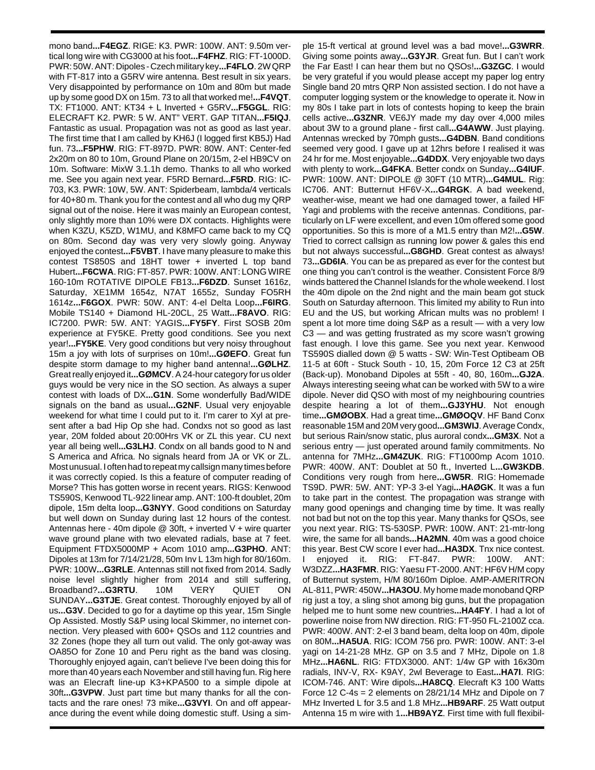mono band**...F4EGZ**. RIGE: K3. PWR: 100W. ANT: 9.50m vertical long wire with CG3000 at his foot**...F4FHZ**. RIG: FT-1000D. PWR: 50W. ANT: Dipoles - Czech military key**...F4FLO**. 2W QRP with FT-817 into a G5RV wire antenna. Best result in six years. Very disappointed by performance on 10m and 80m but made up by some good DX on 15m. 73 to all that worked me!**...F4VQT**. TX: FT1000. ANT: KT34 + L Inverted + G5RV**...F5GGL**. RIG: ELECRAFT K2. PWR: 5 W. ANT" VERT. GAP TITAN**...F5IQJ**. Fantastic as usual. Propagation was not as good as last year. The first time that I am called by KH6J (I logged first KB5J) Had fun. 73**...F5PHW**. RIG: FT-897D. PWR: 80W. ANT: Center-fed 2x20m on 80 to 10m, Ground Plane on 20/15m, 2-el HB9CV on 10m. Software: MixW 3.1.1h demo. Thanks to all who worked me. See you again next year. F5RD Bernard**...F5RD**. RIG: IC-703, K3. PWR: 10W, 5W. ANT: Spiderbeam, lambda/4 verticals for 40+80 m. Thank you for the contest and all who dug my QRP signal out of the noise. Here it was mainly an European contest, only slightly more than 10% were DX contacts. Highlights were when K3ZU, K5ZD, W1MU, and K8MFO came back to my CQ on 80m. Second day was very very slowly going. Anyway enjoyed the contest**...F5VBT**. I have many pleasure to make this contest TS850S and 18HT tower + inverted L top band Hubert**...F6CWA**. RIG: FT-857. PWR: 100W. ANT: LONG WIRE 160-10m ROTATIVE DIPOLE FB13**...F6DZD**. Sunset 1616z, Saturday, XE1MM 1654z, N7AT 1655z, Sunday FO5RH 1614z**...F6GOX**. PWR: 50W. ANT: 4-el Delta Loop**...F6IRG**. Mobile TS140 + Diamond HL-20CL, 25 Watt**...F8AVO**. RIG: IC7200. PWR: 5W. ANT: YAGIS**...FY5FY**. First SOSB 20m experience at FY5KE. Pretty good conditions. See you next year!**...FY5KE**. Very good conditions but very noisy throughout 15m a joy with lots of surprises on 10m!**...GØEFO**. Great fun despite storm damage to my higher band antenna!**...GØLHZ**. Great really enjoyed it**...GØMCV**. A 24-hour category for us older guys would be very nice in the SO section. As always a super contest with loads of DX**...G1N**. Some wonderfully Bad/WIDE signals on the band as usual**...G2NF**. Usual very enjoyable weekend for what time I could put to it. I'm carer to Xyl at present after a bad Hip Op she had. Condxs not so good as last year, 20M folded about 20:00Hrs VK or ZL this year. CU next year all being well**...G3LHJ**. Condx on all bands good to N and S America and Africa. No signals heard from JA or VK or ZL. Most unusual. I often had to repeat my callsign many times before it was correctly copied. Is this a feature of computer reading of Morse? This has gotten worse in recent years. RIGS: Kenwood TS590S, Kenwood TL-922 linear amp. ANT: 100-ft doublet, 20m dipole, 15m delta loop**...G3NYY**. Good conditions on Saturday but well down on Sunday during last 12 hours of the contest. Antennas here - 40m dipole @ 30ft, + inverted V + wire quarter wave ground plane with two elevated radials, base at 7 feet. Equipment FTDX5000MP + Acom 1010 amp**...G3PHO**. ANT: Dipoles at 13m for 7/14/21/28, 50m Inv L 13m high for 80/160m. PWR: 100W**...G3RLE**. Antennas still not fixed from 2014. Sadly noise level slightly higher from 2014 and still suffering, Broadband?**...G3RTU**. 10M VERY QUIET ON SUNDAY**...G3TJE**. Great contest. Thoroughly enjoyed by all of us**...G3V**. Decided to go for a daytime op this year, 15m Single Op Assisted. Mostly S&P using local Skimmer, no internet connection. Very pleased with 600+ QSOs and 112 countries and 32 Zones (hope they all turn out valid. The only got-away was OA85O for Zone 10 and Peru right as the band was closing. Thoroughly enjoyed again, can't believe I've been doing this for more than 40 years each November and still having fun. Rig here was an Elecraft line-up K3+KPA500 to a simple dipole at 30ft**...G3VPW**. Just part time but many thanks for all the contacts and the rare ones! 73 mike**...G3VYI**. On and off appearance during the event while doing domestic stuff. Using a simple 15-ft vertical at ground level was a bad move!**...G3WRR**. Giving some points away**...G3YJR**. Great fun. But I can't work the Far East! I can hear them but no QSOs!**...G3ZGC**. I would be very grateful if you would please accept my paper log entry Single band 20 mtrs QRP Non assisted section. I do not have a computer logging system or the knowledge to operate it. Now in my 80s I take part in lots of contests hoping to keep the brain cells active**...G3ZNR**. VE6JY made my day over 4,000 miles about 3W to a ground plane - first call**...G4AWW**. Just playing. Antennas wrecked by 70mph gusts**...G4DBN**. Band conditions seemed very good. I gave up at 12hrs before I realised it was 24 hr for me. Most enjoyable**...G4DDX**. Very enjoyable two days with plenty to work**...G4FKA**. Better condx on Sunday**...G4IUF**. PWR: 100W. ANT: DIPOLE @ 30FT (10 MTR)**...G4MUL**. Rig: IC706. ANT: Butternut HF6V-X**...G4RGK**. A bad weekend, weather-wise, meant we had one damaged tower, a failed HF Yagi and problems with the receive antennas. Conditions, particularly on LF were excellent, and even 10m offered some good opportunities. So this is more of a M1.5 entry than M2!**...G5W**. Tried to correct callsign as running low power & gales this end but not always successful**...G8GHD**. Great contest as always! 73**...GD6IA**. You can be as prepared as ever for the contest but one thing you can't control is the weather. Consistent Force 8/9 winds battered the Channel Islands for the whole weekend. I lost the 40m dipole on the 2nd night and the main beam got stuck South on Saturday afternoon. This limited my ability to Run into EU and the US, but working African mults was no problem! I spent a lot more time doing S&P as a result — with a very low C3 — and was getting frustrated as my score wasn't growing fast enough. I love this game. See you next year. Kenwood TS590S dialled down @ 5 watts - SW: Win-Test Optibeam OB 11-5 at 60ft - Stuck South - 10, 15, 20m Force 12 C3 at 25ft (Back-up). Monoband Dipoles at 55ft - 40, 80, 160m**...GJ2A**. Always interesting seeing what can be worked with 5W to a wire dipole. Never did QSO with most of my neighbouring countries despite hearing a lot of them**...GJ3YHU**. Not enough time**...GMØOBX**. Had a great time**...GMØOQV**. HF Band Conx reasonable 15M and 20M very good**...GM3WIJ**. Average Condx, but serious Rain/snow static, plus auroral condx**...GM3X**. Not a serious entry — just operated around family commitments. No antenna for 7MHz**...GM4ZUK**. RIG: FT1000mp Acom 1010. PWR: 400W. ANT: Doublet at 50 ft., Inverted L**...GW3KDB**. Conditions very rough from here**...GW5R**. RIG: Homemade TS9D. PWR: 5W. ANT: YP-3 3-el Yagi**...HAØGK**. It was a fun to take part in the contest. The propagation was strange with many good openings and changing time by time. It was really not bad but not on the top this year. Many thanks for QSOs, see you next year. RIG: TS-530SP. PWR: 100W. ANT: 21-mtr-long wire, the same for all bands**...HA2MN**. 40m was a good choice this year. Best CW score I ever had**...HA3DX**. Tnx nice contest. I enjoyed it. RIG: FT-847. PWR: 100W. ANT: W3DZZ**...HA3FMR**. RIG: Yaesu FT-2000. ANT: HF6V H/M copy of Butternut system, H/M 80/160m Diploe. AMP-AMERITRON AL-811, PWR: 450W**...HA3OU**. My home made monoband QRP rig just a toy, a sling shot among big guns, but the propagation helped me to hunt some new countries**...HA4FY**. I had a lot of powerline noise from NW direction. RIG: FT-950 FL-2100Z cca. PWR: 400W. ANT: 2-el 3 band beam, delta loop on 40m, dipole on 80M**...HA5UA**. RIG: ICOM 756 pro. PWR: 100W. ANT: 3-el yagi on 14-21-28 MHz. GP on 3.5 and 7 MHz, Dipole on 1.8 MHz**...HA6NL**. RIG: FTDX3000. ANT: 1/4w GP with 16x30m radials, INV-V, RX- K9AY, 2wl Beverage to East**...HA7I**. RIG: ICOM-746. ANT: Wire dipols**...HA8CQ**. Elecraft K3 100 Watts Force 12 C-4s = 2 elements on 28/21/14 MHz and Dipole on 7 MHz Inverted L for 3.5 and 1.8 MHz**...HB9ARF**. 25 Watt output Antenna 15 m wire with 1**...HB9AYZ**. First time with full flexibil-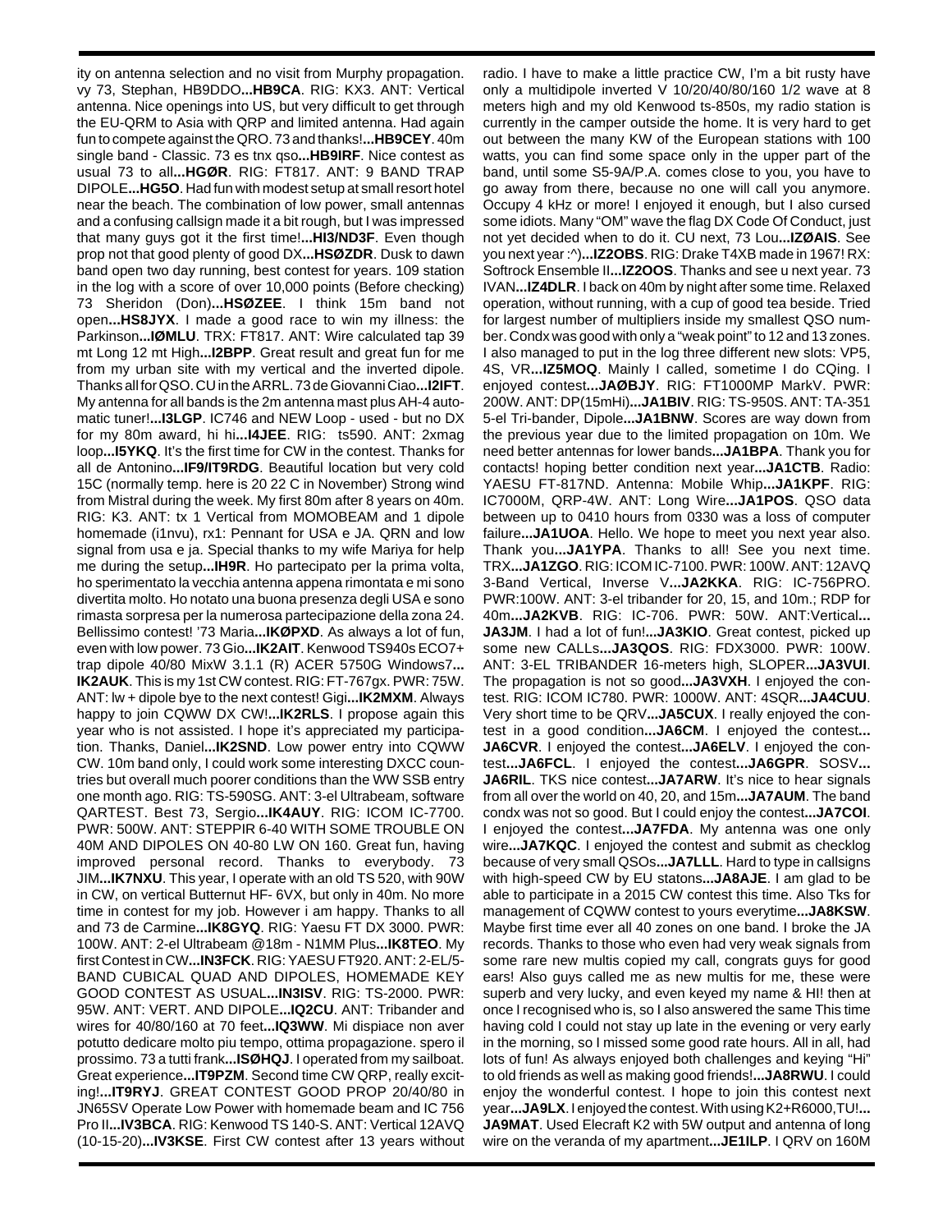ity on antenna selection and no visit from Murphy propagation. vy 73, Stephan, HB9DDO**...HB9CA**. RIG: KX3. ANT: Vertical antenna. Nice openings into US, but very difficult to get through the EU-QRM to Asia with QRP and limited antenna. Had again fun to compete against the QRO. 73 and thanks!**...HB9CEY**. 40m single band - Classic. 73 es tnx qso**...HB9IRF**. Nice contest as usual 73 to all**...HGØR**. RIG: FT817. ANT: 9 BAND TRAP DIPOLE**...HG5O**. Had fun with modest setup at small resort hotel near the beach. The combination of low power, small antennas and a confusing callsign made it a bit rough, but I was impressed that many guys got it the first time!**...HI3/ND3F**. Even though prop not that good plenty of good DX**...HSØZDR**. Dusk to dawn band open two day running, best contest for years. 109 station in the log with a score of over 10,000 points (Before checking) 73 Sheridon (Don)**...HSØZEE**. I think 15m band not open**...HS8JYX**. I made a good race to win my illness: the Parkinson**...IØMLU**. TRX: FT817. ANT: Wire calculated tap 39 mt Long 12 mt High**...I2BPP**. Great result and great fun for me from my urban site with my vertical and the inverted dipole. Thanks all for QSO. CU in the ARRL. 73 de Giovanni Ciao**...I2IFT**. My antenna for all bands is the 2m antenna mast plus AH-4 automatic tuner!**...I3LGP**. IC746 and NEW Loop - used - but no DX for my 80m award, hi hi**...I4JEE**. RIG: ts590. ANT: 2xmag loop**...I5YKQ**. It's the first time for CW in the contest. Thanks for all de Antonino**...IF9/IT9RDG**. Beautiful location but very cold 15C (normally temp. here is 20 22 C in November) Strong wind from Mistral during the week. My first 80m after 8 years on 40m. RIG: K3. ANT: tx 1 Vertical from MOMOBEAM and 1 dipole homemade (i1nvu), rx1: Pennant for USA e JA. QRN and low signal from usa e ja. Special thanks to my wife Mariya for help me during the setup**...IH9R**. Ho partecipato per la prima volta, ho sperimentato la vecchia antenna appena rimontata e mi sono divertita molto. Ho notato una buona presenza degli USA e sono rimasta sorpresa per la numerosa partecipazione della zona 24. Bellissimo contest! '73 Maria**...IKØPXD**. As always a lot of fun, even with low power. 73 Gio**...IK2AIT**. Kenwood TS940s ECO7+ trap dipole 40/80 MixW 3.1.1 (R) ACER 5750G Windows7**...IK2AUK**. This is my 1st CW contest. RIG: FT-767gx. PWR: 75W. ANT: lw + dipole bye to the next contest! Gigi**...IK2MXM**. Always happy to join CQWW DX CW!**...IK2RLS**. I propose again this year who is not assisted. I hope it's appreciated my participation. Thanks, Daniel**...IK2SND**. Low power entry into CQWW CW. 10m band only, I could work some interesting DXCC countries but overall much poorer conditions than the WW SSB entry one month ago. RIG: TS-590SG. ANT: 3-el Ultrabeam, software QARTEST. Best 73, Sergio**...IK4AUY**. RIG: ICOM IC-7700. PWR: 500W. ANT: STEPPIR 6-40 WITH SOME TROUBLE ON 40M AND DIPOLES ON 40-80 LW ON 160. Great fun, having improved personal record. Thanks to everybody. 73 JIM**...IK7NXU**. This year, I operate with an old TS 520, with 90W in CW, on vertical Butternut HF- 6VX, but only in 40m. No more time in contest for my job. However i am happy. Thanks to all and 73 de Carmine**...IK8GYQ**. RIG: Yaesu FT DX 3000. PWR: 100W. ANT: 2-el Ultrabeam @18m - N1MM Plus**...IK8TEO**. My first Contest in CW**...IN3FCK**. RIG: YAESU FT920. ANT: 2-EL/5-BAND CUBICAL QUAD AND DIPOLES, HOMEMADE KEY GOOD CONTEST AS USUAL**...IN3ISV**. RIG: TS-2000. PWR: 95W. ANT: VERT. AND DIPOLE**...IQ2CU**. ANT: Tribander and wires for 40/80/160 at 70 feet**...IQ3WW**. Mi dispiace non aver potutto dedicare molto piu tempo, ottima propagazione. spero il prossimo. 73 a tutti frank**...ISØHQJ**. I operated from my sailboat. Great experience**...IT9PZM**. Second time CW QRP, really exciting!**...IT9RYJ**. GREAT CONTEST GOOD PROP 20/40/80 in JN65SV Operate Low Power with homemade beam and IC 756 Pro II**...IV3BCA**. RIG: Kenwood TS 140-S. ANT: Vertical 12AVQ (10-15-20)**...IV3KSE**. First CW contest after 13 years without radio. I have to make a little practice CW, I'm a bit rusty have only a multidipole inverted V 10/20/40/80/160 1/2 wave at 8 meters high and my old Kenwood ts-850s, my radio station is currently in the camper outside the home. It is very hard to get out between the many KW of the European stations with 100 watts, you can find some space only in the upper part of the band, until some S5-9A/P.A. comes close to you, you have to go away from there, because no one will call you anymore. Occupy 4 kHz or more! I enjoyed it enough, but I also cursed some idiots. Many "OM" wave the flag DX Code Of Conduct, just not yet decided when to do it. CU next, 73 Lou**...IZØAIS**. See you next year :^)**...IZ2OBS**. RIG: Drake T4XB made in 1967! RX: Softrock Ensemble II**...IZ2OOS**. Thanks and see u next year. 73 IVAN**...IZ4DLR**. I back on 40m by night after some time. Relaxed operation, without running, with a cup of good tea beside. Tried for largest number of multipliers inside my smallest QSO number. Condx was good with only a "weak point" to 12 and 13 zones. I also managed to put in the log three different new slots: VP5, 4S, VR**...IZ5MOQ**. Mainly I called, sometime I do CQing. I enjoyed contest**...JAØBJY**. RIG: FT1000MP MarkV. PWR: 200W. ANT: DP(15mHi)**...JA1BIV**. RIG: TS-950S. ANT: TA-351 5-el Tri-bander, Dipole**...JA1BNW**. Scores are way down from the previous year due to the limited propagation on 10m. We need better antennas for lower bands**...JA1BPA**. Thank you for contacts! hoping better condition next year**...JA1CTB**. Radio: YAESU FT-817ND. Antenna: Mobile Whip**...JA1KPF**. RIG: IC7000M, QRP-4W. ANT: Long Wire**...JA1POS**. QSO data between up to 0410 hours from 0330 was a loss of computer failure**...JA1UOA**. Hello. We hope to meet you next year also. Thank you**...JA1YPA**. Thanks to all! See you next time. TRX**...JA1ZGO**. RIG: ICOM IC-7100. PWR: 100W. ANT: 12AVQ 3-Band Vertical, Inverse V**...JA2KKA**. RIG: IC-756PRO. PWR:100W. ANT: 3-el tribander for 20, 15, and 10m.; RDP for 40m**...JA2KVB**. RIG: IC-706. PWR: 50W. ANT:Vertical**... JA3JM**. I had a lot of fun!**...JA3KIO**. Great contest, picked up some new CALLs**...JA3QOS**. RIG: FDX3000. PWR: 100W. ANT: 3-EL TRIBANDER 16-meters high, SLOPER**...JA3VUI**. The propagation is not so good**...JA3VXH**. I enjoyed the contest. RIG: ICOM IC780. PWR: 1000W. ANT: 4SQR**...JA4CUU**. Very short time to be QRV**...JA5CUX**. I really enjoyed the contest in a good condition**...JA6CM**. I enjoyed the contest**... JA6CVR**. I enjoyed the contest**...JA6ELV**. I enjoyed the contest**...JA6FCL**. I enjoyed the contest**...JA6GPR**. SOSV**... JA6RIL**. TKS nice contest**...JA7ARW**. It's nice to hear signals from all over the world on 40, 20, and 15m**...JA7AUM**. The band condx was not so good. But I could enjoy the contest**...JA7COI**. I enjoyed the contest**...JA7FDA**. My antenna was one only wire**...JA7KQC**. I enjoyed the contest and submit as checklog because of very small QSOs**...JA7LLL**. Hard to type in callsigns with high-speed CW by EU statons**...JA8AJE**. I am glad to be able to participate in a 2015 CW contest this time. Also Tks for management of CQWW contest to yours everytime**...JA8KSW**. Maybe first time ever all 40 zones on one band. I broke the JA records. Thanks to those who even had very weak signals from some rare new multis copied my call, congrats guys for good ears! Also guys called me as new multis for me, these were superb and very lucky, and even keyed my name & HI! then at once I recognised who is, so I also answered the same This time having cold I could not stay up late in the evening or very early in the morning, so I missed some good rate hours. All in all, had lots of fun! As always enjoyed both challenges and keying "Hi" to old friends as well as making good friends!**...JA8RWU**. I could enjoy the wonderful contest. I hope to join this contest next year**...JA9LX**. I enjoyed the contest. With using K2+R6000,TU!**... JA9MAT**. Used Elecraft K2 with 5W output and antenna of long wire on the veranda of my apartment**...JE1ILP**. I QRV on 160M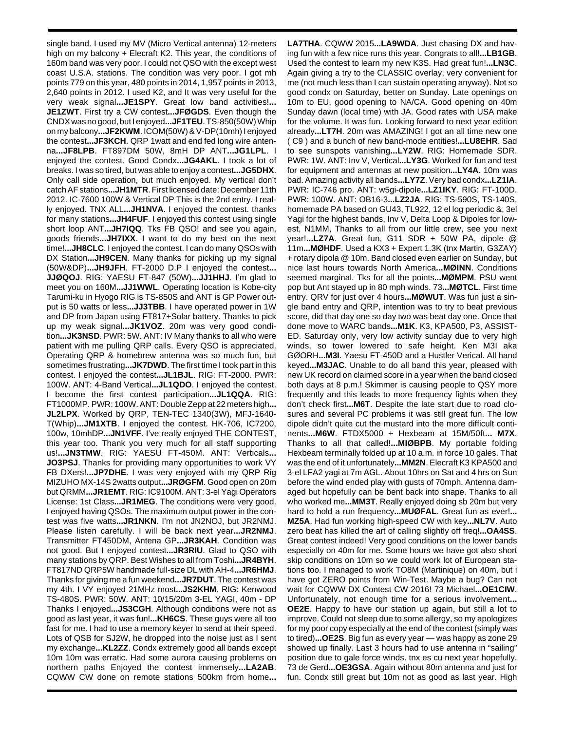single band. I used my MV (Micro Vertical antenna) 12-meters high on my balcony + Elecraft K2. This year, the conditions of 160m band was very poor. I could not QSO with the except west coast U.S.A. stations. The condition was very poor. I got mh points 779 on this year, 480 points in 2014, 1,957 points in 2013, 2,640 points in 2012. I used K2, and It was very useful for the very weak signal**...JE1SPY**. Great low band activities!**...JE1ZWT**. First try a CW contest**...JFØGDS**. Even though the CNDX was no good, but I enjoyed**...JF1TEU**. TS-850(50W) Whip on my balcony**...JF2KWM**. ICOM(50W) & V-DP(10mh) I enjoyed the contest**...JF3KCH**. QRP 1watt and end fed long wire antenna**...JF8LPB**. FT897DM 50W, 8mH DP ANT**...JG1LPL**. I enjoyed the contest. Good Condx**...JG4AKL**. I took a lot of breaks. I was so tired, but was able to enjoy a contest**...JG5DHX**. Only call side operation, but much enjoyed. My vertical don't catch AF stations**...JH1MTR**. First licensed date: December 11th 2012. IC-7600 100W & Vertical DP This is the 2nd entry. I really enjoyed. TNX ALL**...JH1NVA**. I enjoyed the contest. thanks for many stations**...JH4FUF**. I enjoyed this contest using single short loop ANT**...JH7IQQ**. Tks FB QSO! and see you again, goods friends**...JH7IXX**. I want to do my best on the next time!**...JH8CLC**. I enjoyed the contest. I can do many QSOs with DX Station**...JH9CEN**. Many thanks for picking up my signal (50W&DP)**...JH9JFH**. FT-2000 D.P I enjoyed the contest**...JJØQOJ**. RIG: YAESU FT-847 (50W)**...JJ1HHJ**. I'm glad to meet you on 160M**...JJ1WWL**. Operating location is Kobe-city Tarumi-ku in Hyogo RIG is TS-850S and ANT is GP Power output is 50 watts or less**...JJ3TBB**. I have operated power in 1W and DP from Japan using FT817+Solar battery. Thanks to pick up my weak signal**...JK1VOZ**. 20m was very good condition**...JK3NSD**. PWR: 5W. ANT: IV Many thanks to all who were patient with me pulling QRP calls. Every QSO is appreciated. Operating QRP & homebrew antenna was so much fun, but sometimes frustrating**...JK7DWD**. The first time I took part in this contest. I enjoyed the contest**...JL1BJL**. RIG: FT-2000. PWR: 100W. ANT: 4-Band Vertical**...JL1QDO**. I enjoyed the contest. I become the first contest participation**...JL1QQA**. RIG: FT1000MP. PWR: 100W. ANT: Double Zepp at 22 meters high**...JL2LPX**. Worked by QRP, TEN-TEC 1340(3W), MFJ-1640-T(Whip)**...JM1XTB**. I enjoyed the contest. HK-706, IC7200, 100w, 10mhDP**...JN1VFF**. I've really enjoyed THE CONTEST, this year too. Thank you very much for all staff supporting us!**...JN3TMW**. RIG: YAESU FT-450M. ANT: Verticals**...JO3PSJ**. Thanks for providing many opportunities to work VY FB DXers!**...JP7DHE**. I was very enjoyed with my QRP Rig MIZUHO MX-14S 2watts output**...JRØGFM**. Good open on 20m but QRMM**...JR1EMT**. RIG: IC9100M. ANT: 3-el Yagi Operators License: 1st Class**...JR1MEG**. The conditions were very good. I enjoyed having QSOs. The maximum output power in the contest was five watts**...JR1NKN**. I'm not JN2NOJ, but JR2NMJ. Please listen carefully. I will be back next year**...JR2NMJ**. Transmitter FT450DM, Antena GP**...JR3KAH**. Condition was not good. But I enjoyed contest**...JR3RIU**. Glad to QSO with many stations by QRP. Best Wishes to all from Toshi**...JR4BYH**. FT817ND QRP5W handmade full-size DL with AH-4**...JR6HMJ**. Thanks for giving me a fun weekend**...JR7DUT**. The contest was my 4th. I VY enjoyed 21MHz most**...JS2KHM**. RIG: Kenwood TS-480S. PWR: 50W. ANT: 10/15/20m 3-EL YAGI, 40m - DP Thanks I enjoyed**...JS3CGH**. Although conditions were not as good as last year, it was fun!**...KH6CS**. These guys were all too fast for me. I had to use a memory keyer to send at their speed. Lots of QSB for SJ2W, he dropped into the noise just as I sent my exchange**...KL2ZZ**. Condx extremely good all bands except 10m 10m was erratic. Had some aurora causing problems on northern paths Enjoyed the contest immensely**...LA2AB**. CQWW CW done on remote stations 500km from home**...LA7THA**. CQWW 2015**...LA9WDA**. Just chasing DX and having fun with a few nice runs this year. Congrats to all!**...LB1GB**. Used the contest to learn my new K3S. Had great fun!**...LN3C**. Again giving a try to the CLASSIC overlay, very convenient for me (not much less than I can sustain operating anyway). Not so good condx on Saturday, better on Sunday. Late openings on 10m to EU, good opening to NA/CA. Good opening on 40m Sunday dawn (local time) with JA. Good rates with USA make for the volume. It was fun. Looking forward to next year edition already**...LT7H**. 20m was AMAZING! I got an all time new one ( C9 ) and a bunch of new band-mode entities!**...LU8EHR**. Sad to see sunspots vanishing**...LY2W**. RIG: Homemade SDR. PWR: 1W. ANT: Inv V, Vertical**...LY3G**. Worked for fun and test for equipment and antennas at new position**...LY4A**. 10m was bad. Amazing activity all bands**...LY7Z**. Very bad condx**...LZ1IA**. PWR: IC-746 pro. ANT: w5gi-dipole**...LZ1IKY**. RIG: FT-100D. PWR: 100W. ANT: OB16-3**...LZ2JA**. RIG: TS-590S, TS-140S, homemade PA based on GU43, TL922, 12 el log periodic &, 3el Yagi for the highest bands, Inv V, Delta Loop & Dipoles for lowest, N1MM, Thanks to all from our little crew, see you next year!**...LZ7A**. Great fun, G11 SDR + 50W PA, dipole @ 11m**...MØHDF**. Used a KX3 + Expert 1.3K (tnx Martin, G3ZAY) + rotary dipola @ 10m. Band closed even earlier on Sunday, but nice last hours towards North America**...MØINN**. Conditions seemed marginal. Tks for all the points**...MØMPM**. PSU went pop but Ant stayed up in 80 mph winds. 73**...MØTCL**. First time entry. QRV for just over 4 hours**...MØWUT**. Was fun just a single band entry and QRP, intention was to try to beat previous score, did that day one so day two was beat day one. Once that done move to WARC bands**...M1K**. K3, KPA500, P3, ASSISTED. Saturday only, very low activity sunday due to very high winds, so tower lowered to safe height. Ken M3I aka GØORH**...M3I**. Yaesu FT-450D and a Hustler Verical. All hand keyed**...M3JAC**. Unable to do all band this year, pleased with new UK record on claimed score in a year when the band closed both days at 8 p.m.! Skimmer is causing people to QSY more frequently and this leads to more frequency fights when they don't check first**...M6T**. Despite the late start due to road closures and several PC problems it was still great fun. The low dipole didn't quite cut the mustard into the more difficult continents**...M6W**. FTDX5000 + Hexbeam at 15M/50ft**... M7X**. Thanks to all that called!**...MIØBPB**. My portable folding Hexbeam terminally folded up at 10 a.m. in force 10 gales. That was the end of it unfortunately**...MM2N**. Elecraft K3 KPA500 and 3-el LFA2 yagi at 7m AGL. About 10hrs on Sat and 4 hrs on Sun before the wind ended play with gusts of 70mph. Antenna damaged but hopefully can be bent back into shape. Thanks to all who worked me**...MM3T**. Really enjoyed doing sb 20m but very hard to hold a run frequency**...MUØFAL**. Great fun as ever!**...MZ5A**. Had fun working high-speed CW with key**...NL7V**. Auto zero beat has killed the art of calling slightly off freq!**...OA4SS**. Great contest indeed! Very good conditions on the lower bands especially on 40m for me. Some hours we have got also short skip conditions on 10m so we could work lot of European stations too. I managed to work TO8M (Martinique) on 40m, but i have got ZERO points from Win-Test. Maybe a bug? Can not wait for CQWW DX Contest CW 2016! 73 Michael**...OE1CIW**. Unfortunately, not enough time for a serious involvement**...OE2E**. Happy to have our station up again, but still a lot to improve. Could not sleep due to some allergy, so my apologizes for my poor copy especially at the end of the contest (simply was to tired)**...OE2S**. Big fun as every year — was happy as zone 29 showed up finally. Last 3 hours had to use antenna in "sailing" position due to gale force winds. tnx es cu next year hopefully. 73 de Gerd**...OE3GSA**. Again without 80m antenna and just for fun. Condx still great but 10m not as good as last year. High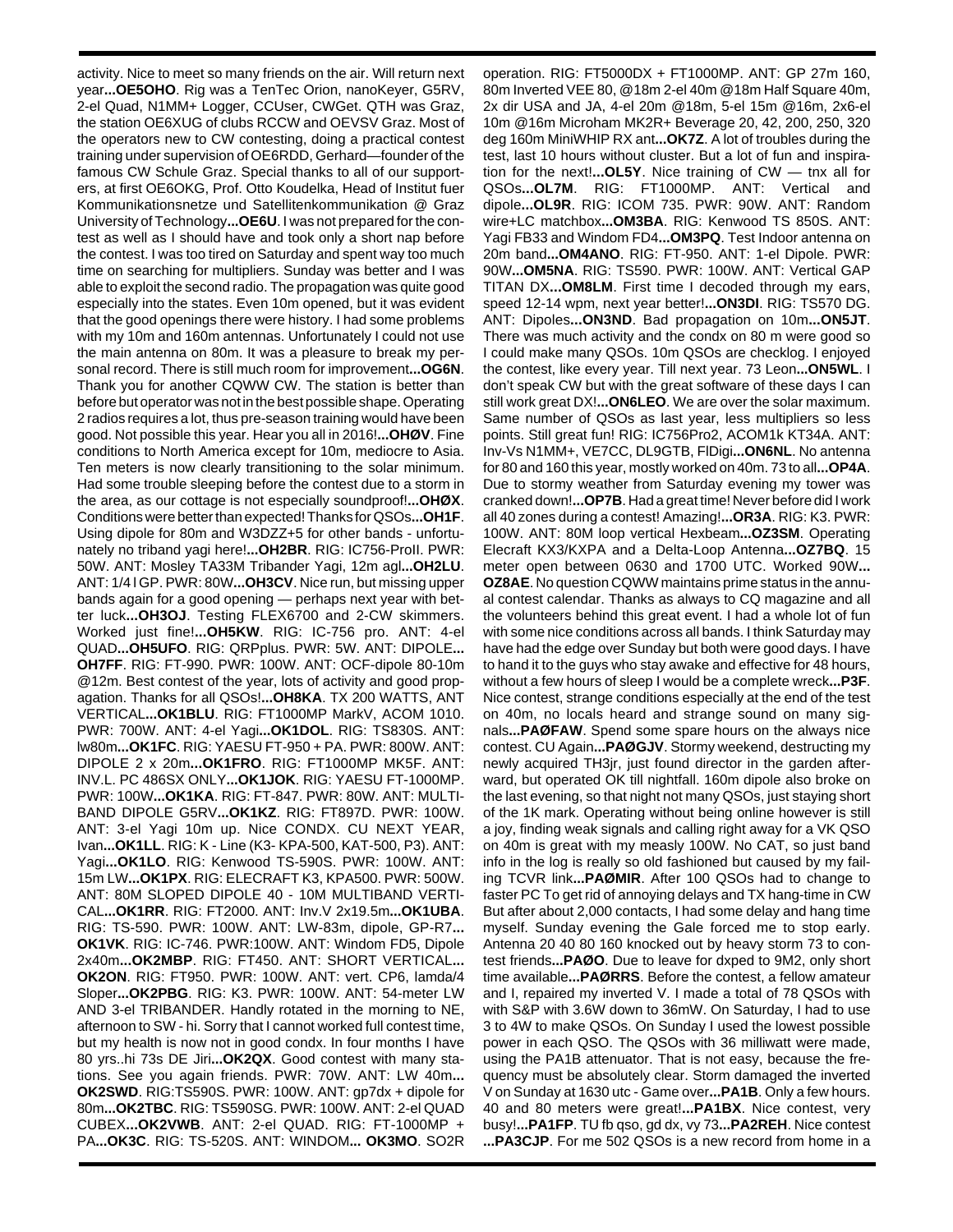activity. Nice to meet so many friends on the air. Will return next year**...OE5OHO**. Rig was a TenTec Orion, nanoKeyer, G5RV, 2-el Quad, N1MM+ Logger, CCUser, CWGet. QTH was Graz, the station OE6XUG of clubs RCCW and OEVSV Graz. Most of the operators new to CW contesting, doing a practical contest training under supervision of OE6RDD, Gerhard—founder of the famous CW Schule Graz. Special thanks to all of our supporters, at first OE6OKG, Prof. Otto Koudelka, Head of Institut fuer Kommunikationsnetze und Satellitenkommunikation @ Graz University of Technology**...OE6U**. I was not prepared for the contest as well as I should have and took only a short nap before the contest. I was too tired on Saturday and spent way too much time on searching for multipliers. Sunday was better and I was able to exploit the second radio. The propagation was quite good especially into the states. Even 10m opened, but it was evident that the good openings there were history. I had some problems with my 10m and 160m antennas. Unfortunately I could not use the main antenna on 80m. It was a pleasure to break my personal record. There is still much room for improvement**...OG6N**. Thank you for another CQWW CW. The station is better than before but operator was not in the best possible shape. Operating 2 radios requires a lot, thus pre-season training would have been good. Not possible this year. Hear you all in 2016!**...OHØV**. Fine conditions to North America except for 10m, mediocre to Asia. Ten meters is now clearly transitioning to the solar minimum. Had some trouble sleeping before the contest due to a storm in the area, as our cottage is not especially soundproof!**...OHØX**. Conditions were better than expected! Thanks for QSOs**...OH1F**. Using dipole for 80m and W3DZZ+5 for other bands - unfortunately no triband yagi here!**...OH2BR**. RIG: IC756-ProII. PWR: 50W. ANT: Mosley TA33M Tribander Yagi, 12m agl**...OH2LU**. ANT: 1/4 l GP. PWR: 80W**...OH3CV**. Nice run, but missing upper bands again for a good opening — perhaps next year with better luck**...OH3OJ**. Testing FLEX6700 and 2-CW skimmers. Worked just fine!**...OH5KW**. RIG: IC-756 pro. ANT: 4-el QUAD**...OH5UFO**. RIG: QRPplus. PWR: 5W. ANT: DIPOLE**... OH7FF**. RIG: FT-990. PWR: 100W. ANT: OCF-dipole 80-10m @12m. Best contest of the year, lots of activity and good propagation. Thanks for all QSOs!**...OH8KA**. TX 200 WATTS, ANT VERTICAL**...OK1BLU**. RIG: FT1000MP MarkV, ACOM 1010. PWR: 700W. ANT: 4-el Yagi**...OK1DOL**. RIG: TS830S. ANT: lw80m**...OK1FC**. RIG: YAESU FT-950 + PA. PWR: 800W. ANT: DIPOLE 2 x 20m**...OK1FRO**. RIG: FT1000MP MK5F. ANT: INV.L. PC 486SX ONLY**...OK1JOK**. RIG: YAESU FT-1000MP. PWR: 100W**...OK1KA**. RIG: FT-847. PWR: 80W. ANT: MULTI-BAND DIPOLE G5RV**...OK1KZ**. RIG: FT897D. PWR: 100W. ANT: 3-el Yagi 10m up. Nice CONDX. CU NEXT YEAR, Ivan**...OK1LL**. RIG: K - Line (K3- KPA-500, KAT-500, P3). ANT: Yagi**...OK1LO**. RIG: Kenwood TS-590S. PWR: 100W. ANT: 15m LW**...OK1PX**. RIG: ELECRAFT K3, KPA500. PWR: 500W. ANT: 80M SLOPED DIPOLE 40 - 10M MULTIBAND VERTICAL**...OK1RR**. RIG: FT2000. ANT: Inv.V 2x19.5m**...OK1UBA**. RIG: TS-590. PWR: 100W. ANT: LW-83m, dipole, GP-R7**... OK1VK**. RIG: IC-746. PWR:100W. ANT: Windom FD5, Dipole 2x40m**...OK2MBP**. RIG: FT450. ANT: SHORT VERTICAL**... OK2ON**. RIG: FT950. PWR: 100W. ANT: vert. CP6, lamda/4 Sloper**...OK2PBG**. RIG: K3. PWR: 100W. ANT: 54-meter LW AND 3-el TRIBANDER. Handly rotated in the morning to NE, afternoon to SW - hi. Sorry that I cannot worked full contest time, but my health is now not in good condx. In four months I have 80 yrs..hi 73s DE Jiri**...OK2QX**. Good contest with many stations. See you again friends. PWR: 70W. ANT: LW 40m**... OK2SWD**. RIG:TS590S. PWR: 100W. ANT: gp7dx + dipole for 80m**...OK2TBC**. RIG: TS590SG. PWR: 100W. ANT: 2-el QUAD CUBEX**...OK2VWB**. ANT: 2-el QUAD. RIG: FT-1000MP + PA**...OK3C**. RIG: TS-520S. ANT: WINDOM**... OK3MO**. SO2R operation. RIG: FT5000DX + FT1000MP. ANT: GP 27m 160, 80m Inverted VEE 80, @18m 2-el 40m @18m Half Square 40m, 2x dir USA and JA, 4-el 20m @18m, 5-el 15m @16m, 2x6-el 10m @16m Microham MK2R+ Beverage 20, 42, 200, 250, 320 deg 160m MiniWHIP RX ant**...OK7Z**. A lot of troubles during the test, last 10 hours without cluster. But a lot of fun and inspiration for the next!**...OL5Y**. Nice training of CW — tnx all for QSOs**...OL7M**. RIG: FT1000MP. ANT: Vertical and dipole**...OL9R**. RIG: ICOM 735. PWR: 90W. ANT: Random wire+LC matchbox**...OM3BA**. RIG: Kenwood TS 850S. ANT: Yagi FB33 and Windom FD4**...OM3PQ**. Test Indoor antenna on 20m band**...OM4ANO**. RIG: FT-950. ANT: 1-el Dipole. PWR: 90W**...OM5NA**. RIG: TS590. PWR: 100W. ANT: Vertical GAP TITAN DX**...OM8LM**. First time I decoded through my ears, speed 12-14 wpm, next year better!**...ON3DI**. RIG: TS570 DG. ANT: Dipoles**...ON3ND**. Bad propagation on 10m**...ON5JT**. There was much activity and the condx on 80 m were good so I could make many QSOs. 10m QSOs are checklog. I enjoyed the contest, like every year. Till next year. 73 Leon**...ON5WL**. I don't speak CW but with the great software of these days I can still work great DX!**...ON6LEO**. We are over the solar maximum. Same number of QSOs as last year, less multipliers so less points. Still great fun! RIG: IC756Pro2, ACOM1k KT34A. ANT: Inv-Vs N1MM+, VE7CC, DL9GTB, FlDigi**...ON6NL**. No antenna for 80 and 160 this year, mostly worked on 40m. 73 to all**...OP4A**. Due to stormy weather from Saturday evening my tower was cranked down!**...OP7B**. Had a great time! Never before did I work all 40 zones during a contest! Amazing!**...OR3A**. RIG: K3. PWR: 100W. ANT: 80M loop vertical Hexbeam**...OZ3SM**. Operating Elecraft KX3/KXPA and a Delta-Loop Antenna**...OZ7BQ**. 15 meter open between 0630 and 1700 UTC. Worked 90W**... OZ8AE**. No question CQWW maintains prime status in the annual contest calendar. Thanks as always to CQ magazine and all the volunteers behind this great event. I had a whole lot of fun with some nice conditions across all bands. I think Saturday may have had the edge over Sunday but both were good days. I have to hand it to the guys who stay awake and effective for 48 hours, without a few hours of sleep I would be a complete wreck**...P3F**. Nice contest, strange conditions especially at the end of the test on 40m, no locals heard and strange sound on many signals**...PAØFAW**. Spend some spare hours on the always nice contest. CU Again**...PAØGJV**. Stormy weekend, destructing my newly acquired TH3jr, just found director in the garden afterward, but operated OK till nightfall. 160m dipole also broke on the last evening, so that night not many QSOs, just staying short of the 1K mark. Operating without being online however is still a joy, finding weak signals and calling right away for a VK QSO on 40m is great with my measly 100W. No CAT, so just band info in the log is really so old fashioned but caused by my failing TCVR link**...PAØMIR**. After 100 QSOs had to change to faster PC To get rid of annoying delays and TX hang-time in CW But after about 2,000 contacts, I had some delay and hang time myself. Sunday evening the Gale forced me to stop early. Antenna 20 40 80 160 knocked out by heavy storm 73 to contest friends**...PAØO**. Due to leave for dxped to 9M2, only short time available**...PAØRRS**. Before the contest, a fellow amateur and I, repaired my inverted V. I made a total of 78 QSOs with with S&P with 3.6W down to 36mW. On Saturday, I had to use 3 to 4W to make QSOs. On Sunday I used the lowest possible power in each QSO. The QSOs with 36 milliwatt were made, using the PA1B attenuator. That is not easy, because the frequency must be absolutely clear. Storm damaged the inverted V on Sunday at 1630 utc - Game over**...PA1B**. Only a few hours. 40 and 80 meters were great!**...PA1BX**. Nice contest, very busy!**...PA1FP**. TU fb qso, gd dx, vy 73**...PA2REH**. Nice contest **...PA3CJP**. For me 502 QSOs is a new record from home in a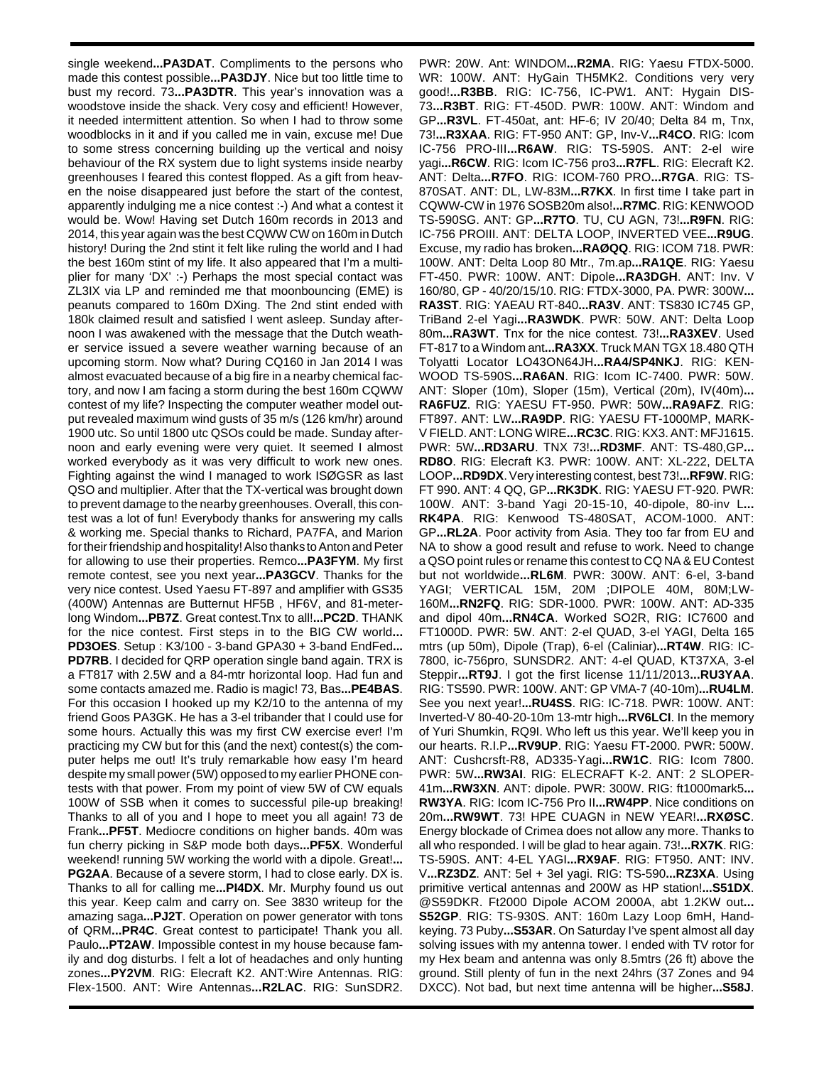single weekend**...PA3DAT**. Compliments to the persons who made this contest possible**...PA3DJY**. Nice but too little time to bust my record. 73**...PA3DTR**. This year's innovation was a woodstove inside the shack. Very cosy and efficient! However, it needed intermittent attention. So when I had to throw some woodblocks in it and if you called me in vain, excuse me! Due to some stress concerning building up the vertical and noisy behaviour of the RX system due to light systems inside nearby greenhouses I feared this contest flopped. As a gift from heaven the noise disappeared just before the start of the contest, apparently indulging me a nice contest :-) And what a contest it would be. Wow! Having set Dutch 160m records in 2013 and 2014, this year again was the best CQWW CW on 160m in Dutch history! During the 2nd stint it felt like ruling the world and I had the best 160m stint of my life. It also appeared that I'm a multiplier for many 'DX' :-) Perhaps the most special contact was ZL3IX via LP and reminded me that moonbouncing (EME) is peanuts compared to 160m DXing. The 2nd stint ended with 180k claimed result and satisfied I went asleep. Sunday afternoon I was awakened with the message that the Dutch weather service issued a severe weather warning because of an upcoming storm. Now what? During CQ160 in Jan 2014 I was almost evacuated because of a big fire in a nearby chemical factory, and now I am facing a storm during the best 160m CQWW contest of my life? Inspecting the computer weather model output revealed maximum wind gusts of 35 m/s (126 km/hr) around 1900 utc. So until 1800 utc QSOs could be made. Sunday afternoon and early evening were very quiet. It seemed I almost worked everybody as it was very difficult to work new ones. Fighting against the wind I managed to work ISØGSR as last QSO and multiplier. After that the TX-vertical was brought down to prevent damage to the nearby greenhouses. Overall, this contest was a lot of fun! Everybody thanks for answering my calls & working me. Special thanks to Richard, PA7FA, and Marion for their friendship and hospitality! Also thanks to Anton and Peter for allowing to use their properties. Remco**...PA3FYM**. My first remote contest, see you next year**...PA3GCV**. Thanks for the very nice contest. Used Yaesu FT-897 and amplifier with GS35 (400W) Antennas are Butternut HF5B , HF6V, and 81-meter-long Windom**...PB7Z**. Great contest.Tnx to all!**...PC2D**. THANK for the nice contest. First steps in to the BIG CW world**... PD3OES**. Setup : K3/100 - 3-band GPA30 + 3-band EndFed**... PD7RB**. I decided for QRP operation single band again. TRX is a FT817 with 2.5W and a 84-mtr horizontal loop. Had fun and some contacts amazed me. Radio is magic! 73, Bas**...PE4BAS**. For this occasion I hooked up my K2/10 to the antenna of my friend Goos PA3GK. He has a 3-el tribander that I could use for some hours. Actually this was my first CW exercise ever! I'm practicing my CW but for this (and the next) contest(s) the computer helps me out! It's truly remarkable how easy I'm heard despite my small power (5W) opposed to my earlier PHONE contests with that power. From my point of view 5W of CW equals 100W of SSB when it comes to successful pile-up breaking! Thanks to all of you and I hope to meet you all again! 73 de Frank**...PF5T**. Mediocre conditions on higher bands. 40m was fun cherry picking in S&P mode both days**...PF5X**. Wonderful weekend! running 5W working the world with a dipole. Great!**... PG2AA**. Because of a severe storm, I had to close early. DX is. Thanks to all for calling me**...PI4DX**. Mr. Murphy found us out this year. Keep calm and carry on. See 3830 writeup for the amazing saga**...PJ2T**. Operation on power generator with tons of QRM**...PR4C**. Great contest to participate! Thank you all. Paulo**...PT2AW**. Impossible contest in my house because family and dog disturbs. I felt a lot of headaches and only hunting zones**...PY2VM**. RIG: Elecraft K2. ANT:Wire Antennas. RIG: Flex-1500. ANT: Wire Antennas**...R2LAC**. RIG: SunSDR2. PWR: 20W. Ant: WINDOM**...R2MA**. RIG: Yaesu FTDX-5000. WR: 100W. ANT: HyGain TH5MK2. Conditions very very good!**...R3BB**. RIG: IC-756, IC-PW1. ANT: Hygain DIS-73**...R3BT**. RIG: FT-450D. PWR: 100W. ANT: Windom and GP**...R3VL**. FT-450at, ant: HF-6; IV 20/40; Delta 84 m, Tnx, 73!**...R3XAA**. RIG: FT-950 ANT: GP, Inv-V**...R4CO**. RIG: Icom IC-756 PRO-III**...R6AW**. RIG: TS-590S. ANT: 2-el wire yagi**...R6CW**. RIG: Icom IC-756 pro3**...R7FL**. RIG: Elecraft K2. ANT: Delta**...R7FO**. RIG: ICOM-760 PRO**...R7GA**. RIG: TS-870SAT. ANT: DL, LW-83M**...R7KX**. In first time I take part in CQWW-CW in 1976 SOSB20m also!**...R7MC**. RIG: KENWOOD TS-590SG. ANT: GP**...R7TO**. TU, CU AGN, 73!**...R9FN**. RIG: IC-756 PROIII. ANT: DELTA LOOP, INVERTED VEE**...R9UG**. Excuse, my radio has broken**...RAØQQ**. RIG: ICOM 718. PWR: 100W. ANT: Delta Loop 80 Mtr., 7m.ap**...RA1QE**. RIG: Yaesu FT-450. PWR: 100W. ANT: Dipole**...RA3DGH**. ANT: Inv. V 160/80, GP - 40/20/15/10. RIG: FTDX-3000, PA. PWR: 300W**... RA3ST**. RIG: YAEAU RT-840**...RA3V**. ANT: TS830 IC745 GP, TriBand 2-el Yagi**...RA3WDK**. PWR: 50W. ANT: Delta Loop 80m**...RA3WT**. Tnx for the nice contest. 73!**...RA3XEV**. Used FT-817 to a Windom ant**...RA3XX**. Truck MAN TGX 18.480 QTH Tolyatti Locator LO43ON64JH**...RA4/SP4NKJ**. RIG: KEN-WOOD TS-590S**...RA6AN**. RIG: Icom IC-7400. PWR: 50W. ANT: Sloper (10m), Sloper (15m), Vertical (20m), IV(40m)**... RA6FUZ**. RIG: YAESU FT-950. PWR: 50W**...RA9AFZ**. RIG: FT897. ANT: LW**...RA9DP**. RIG: YAESU FT-1000MP, MARK-V FIELD. ANT: LONG WIRE**...RC3C**. RIG: KX3. ANT: MFJ1615. PWR: 5W**...RD3ARU**. TNX 73!**...RD3MF**. ANT: TS-480,GP**... RD8O**. RIG: Elecraft K3. PWR: 100W. ANT: XL-222, DELTA LOOP**...RD9DX**. Very interesting contest, best 73!**...RF9W**. RIG: FT 990. ANT: 4 QQ, GP**...RK3DK**. RIG: YAESU FT-920. PWR: 100W. ANT: 3-band Yagi 20-15-10, 40-dipole, 80-inv L**... RK4PA**. RIG: Kenwood TS-480SAT, ACOM-1000. ANT: GP**...RL2A**. Poor activity from Asia. They too far from EU and NA to show a good result and refuse to work. Need to change a QSO point rules or rename this contest to CQ NA & EU Contest but not worldwide**...RL6M**. PWR: 300W. ANT: 6-el, 3-band YAGI; VERTICAL 15M, 20M ;DIPOLE 40M, 80M;LW-160M**...RN2FQ**. RIG: SDR-1000. PWR: 100W. ANT: AD-335 and dipol 40m**...RN4CA**. Worked SO2R, RIG: IC7600 and FT1000D. PWR: 5W. ANT: 2-el QUAD, 3-el YAGI, Delta 165 mtrs (up 50m), Dipole (Trap), 6-el (Caliniar)**...RT4W**. RIG: IC-7800, ic-756pro, SUNSDR2. ANT: 4-el QUAD, KT37XA, 3-el Steppir**...RT9J**. I got the first license 11/11/2013**...RU3YAA**. RIG: TS590. PWR: 100W. ANT: GP VMA-7 (40-10m)**...RU4LM**. See you next year!**...RU4SS**. RIG: IC-718. PWR: 100W. ANT: Inverted-V 80-40-20-10m 13-mtr high**...RV6LCI**. In the memory of Yuri Shumkin, RQ9I. Who left us this year. We'll keep you in our hearts. R.I.P**...RV9UP**. RIG: Yaesu FT-2000. PWR: 500W. ANT: Cushcrsft-R8, AD335-Yagi**...RW1C**. RIG: Icom 7800. PWR: 5W**...RW3AI**. RIG: ELECRAFT K-2. ANT: 2 SLOPER-41m**...RW3XN**. ANT: dipole. PWR: 300W. RIG: ft1000mark5**... RW3YA**. RIG: Icom IC-756 Pro II**...RW4PP**. Nice conditions on 20m**...RW9WT**. 73! HPE CUAGN in NEW YEAR!**...RXØSC**. Energy blockade of Crimea does not allow any more. Thanks to all who responded. I will be glad to hear again. 73!**...RX7K**. RIG: TS-590S. ANT: 4-EL YAGI**...RX9AF**. RIG: FT950. ANT: INV. V**...RZ3DZ**. ANT: 5el + 3el yagi. RIG: TS-590**...RZ3XA**. Using primitive vertical antennas and 200W as HP station!**...S51DX**. @S59DKR. Ft2000 Dipole ACOM 2000A, abt 1.2KW out**... S52GP**. RIG: TS-930S. ANT: 160m Lazy Loop 6mH, Hand-keying. 73 Puby**...S53AR**. On Saturday I've spent almost all day solving issues with my antenna tower. I ended with TV rotor for my Hex beam and antenna was only 8.5mtrs (26 ft) above the ground. Still plenty of fun in the next 24hrs (37 Zones and 94 DXCC). Not bad, but next time antenna will be higher**...S58J**.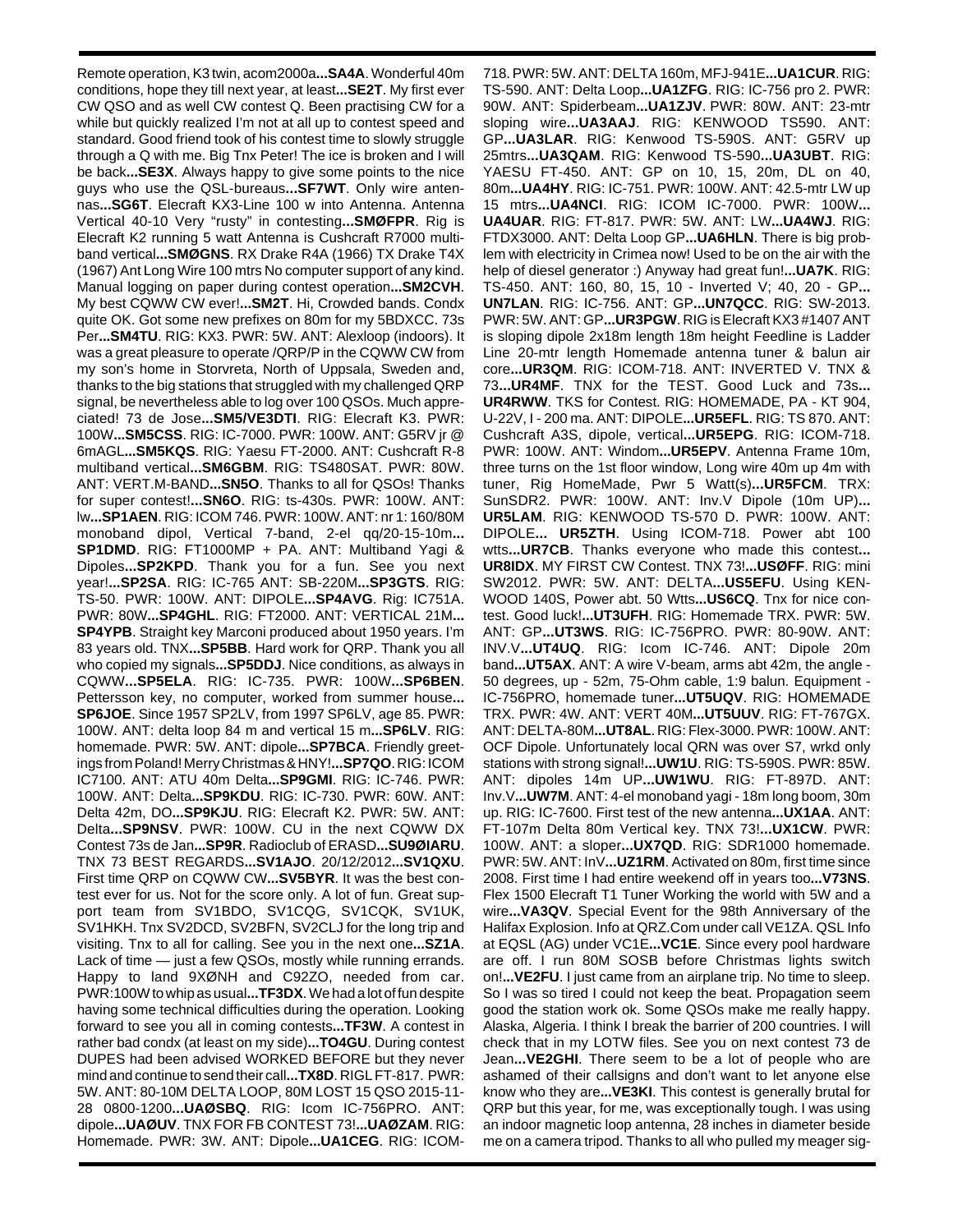Remote operation, K3 twin, acom2000a...**SA4A**. Wonderful 40m conditions, hope they till next year, at least...**SE2T**. My first ever CW QSO and as well CW contest Q. Been practising CW for a while but quickly realized I'm not at all up to contest speed and standard. Good friend took of his contest time to slowly struggle through a Q with me. Big Tnx Peter! The ice is broken and I will be back...**SE3X**. Always happy to give some points to the nice guys who use the QSL-bureaus...**SF7WT**. Only wire antennas...**SG6T**. Elecraft KX3-Line 100 w into Antenna. Antenna Vertical 40-10 Very "rusty" in contesting...**SMØFPR**. Rig is Elecraft K2 running 5 watt Antenna is Cushcraft R7000 multiband vertical...**SMØGNS**. RX Drake R4A (1966) TX Drake T4X (1967) Ant Long Wire 100 mtrs No computer support of any kind. Manual logging on paper during contest operation...**SM2CVH**. My best CQWW CW ever!...**SM2T**. Hi, Crowded bands. Condx quite OK. Got some new prefixes on 80m for my 5BDXCC. 73s Per...**SM4TU**. RIG: KX3. PWR: 5W. ANT: Alexloop (indoors). It was a great pleasure to operate /QRP/P in the CQWW CW from my son's home in Storvreta, North of Uppsala, Sweden and, thanks to the big stations that struggled with my challenged QRP signal, be nevertheless able to log over 100 QSOs. Much appreciated! 73 de Jose...**SM5/VE3DTI**. RIG: Elecraft K3. PWR: 100W...**SM5CSS**. RIG: IC-7000. PWR: 100W. ANT: G5RV jr @ 6mAGL...**SM5KQS**. RIG: Yaesu FT-2000. ANT: Cushcraft R-8 multiband vertical...**SM6GBM**. RIG: TS480SAT. PWR: 80W. ANT: VERT.M-BAND...**SN5O**. Thanks to all for QSOs! Thanks for super contest!...**SN6O**. RIG: ts-430s. PWR: 100W. ANT: lw...**SP1AEN**. RIG: ICOM 746. PWR: 100W. ANT: nr 1: 160/80M monoband dipol, Vertical 7-band, 2-el qq/20-15-10m...**SP1DMD**. RIG: FT1000MP + PA. ANT: Multiband Yagi & Dipoles...**SP2KPD**. Thank you for a fun. See you next year!...**SP2SA**. RIG: IC-765 ANT: SB-220M...**SP3GTS**. RIG: TS-50. PWR: 100W. ANT: DIPOLE...**SP4AVG**. Rig: IC751A. PWR: 80W...**SP4GHL**. RIG: FT2000. ANT: VERTICAL 21M...**SP4YPB**. Straight key Marconi produced about 1950 years. I'm 83 years old. TNX...**SP5BB**. Hard work for QRP. Thank you all who copied my signals...**SP5DDJ**. Nice conditions, as always in CQWW...**SP5ELA**. RIG: IC-735. PWR: 100W...**SP6BEN**. Pettersson key, no computer, worked from summer house...**SP6JOE**. Since 1957 SP2LV, from 1997 SP6LV, age 85. PWR: 100W. ANT: delta loop 84 m and vertical 15 m...**SP6LV**. RIG: homemade. PWR: 5W. ANT: dipole...**SP7BCA**. Friendly greetings from Poland! Merry Christmas & HNY!...**SP7QO**. RIG: ICOM IC7100. ANT: ATU 40m Delta...**SP9GMI**. RIG: IC-746. PWR: 100W. ANT: Delta...**SP9KDU**. RIG: IC-730. PWR: 60W. ANT: Delta 42m, DO...**SP9KJU**. RIG: Elecraft K2. PWR: 5W. ANT: Delta...**SP9NSV**. PWR: 100W. CU in the next CQWW DX Contest 73s de Jan...**SP9R**. Radioclub of ERASD...**SU9ØIARU**. TNX 73 BEST REGARDS...**SV1AJO**. 20/12/2012...**SV1QXU**. First time QRP on CQWW CW...**SV5BYR**. It was the best contest ever for us. Not for the score only. A lot of fun. Great support team from SV1BDO, SV1CQG, SV1CQK, SV1UK, SV1HKH. Tnx SV2DCD, SV2BFN, SV2CLJ for the long trip and visiting. Tnx to all for calling. See you in the next one...**SZ1A**. Lack of time — just a few QSOs, mostly while running errands. Happy to land 9XØNH and C92ZO, needed from car. PWR:100W to whip as usual...**TF3DX**. We had a lot of fun despite having some technical difficulties during the operation. Looking forward to see you all in coming contests...**TF3W**. A contest in rather bad condx (at least on my side)...**TO4GU**. During contest DUPES had been advised WORKED BEFORE but they never mind and continue to send their call...**TX8D**. RIGL FT-817. PWR: 5W. ANT: 80-10M DELTA LOOP, 80M LOST 15 QSO 2015-11-28 0800-1200...**UAØSBQ**. RIG: Icom IC-756PRO. ANT: dipole...**UAØUV**. TNX FOR FB CONTEST 73!...**UAØZAM**. RIG: Homemade. PWR: 3W. ANT: Dipole...**UA1CEG**. RIG: ICOM-718. PWR: 5W. ANT: DELTA 160m, MFJ-941E...**UA1CUR**. RIG: TS-590. ANT: Delta Loop...**UA1ZFG**. RIG: IC-756 pro 2. PWR: 90W. ANT: Spiderbeam...**UA1ZJV**. PWR: 80W. ANT: 23-mtr sloping wire...**UA3AAJ**. RIG: KENWOOD TS590. ANT: GP...**UA3LAR**. RIG: Kenwood TS-590S. ANT: G5RV up 25mtrs...**UA3QAM**. RIG: Kenwood TS-590...**UA3UBT**. RIG: YAESU FT-450. ANT: GP on 10, 15, 20m, DL on 40, 80m...**UA4HY**. RIG: IC-751. PWR: 100W. ANT: 42.5-mtr LW up 15 mtrs...**UA4NCI**. RIG: ICOM IC-7000. PWR: 100W...**UA4UAR**. RIG: FT-817. PWR: 5W. ANT: LW...**UA4WJ**. RIG: FTDX3000. ANT: Delta Loop GP...**UA6HLN**. There is big problem with electricity in Crimea now! Used to be on the air with the help of diesel generator :) Anyway had great fun!...**UA7K**. RIG: TS-450. ANT: 160, 80, 15, 10 - Inverted V; 40, 20 - GP...**UN7LAN**. RIG: IC-756. ANT: GP...**UN7QCC**. RIG: SW-2013. PWR: 5W. ANT: GP...**UR3PGW**. RIG is Elecraft KX3 #1407 ANT is sloping dipole 2x18m length 18m height Feedline is Ladder Line 20-mtr length Homemade antenna tuner & balun air core...**UR3QM**. RIG: ICOM-718. ANT: INVERTED V. TNX & 73...**UR4MF**. TNX for the TEST. Good Luck and 73s...**UR4RWW**. TKS for Contest. RIG: HOMEMADE, PA - KT 904, U-22V, I - 200 ma. ANT: DIPOLE...**UR5EFL**. RIG: TS 870. ANT: Cushcraft A3S, dipole, vertical...**UR5EPG**. RIG: ICOM-718. PWR: 100W. ANT: Windom...**UR5EPV**. Antenna Frame 10m, three turns on the 1st floor window, Long wire 40m up 4m with tuner, Rig HomeMade, Pwr 5 Watt(s)...**UR5FCM**. TRX: SunSDR2. PWR: 100W. ANT: Inv.V Dipole (10m UP)...**UR5LAM**. RIG: KENWOOD TS-570 D. PWR: 100W. ANT: DIPOLE... **UR5ZTH**. Using ICOM-718. Power abt 100 wtts...**UR7CB**. Thanks everyone who made this contest...**UR8IDX**. MY FIRST CW Contest. TNX 73!...**USØFF**. RIG: mini SW2012. PWR: 5W. ANT: DELTA...**US5EFU**. Using KENWOOD 140S, Power abt. 50 Wtts...**US6CQ**. Tnx for nice contest. Good luck!...**UT3UFH**. RIG: Homemade TRX. PWR: 5W. ANT: GP...**UT3WS**. RIG: IC-756PRO. PWR: 80-90W. ANT: INV.V...**UT4UQ**. RIG: Icom IC-746. ANT: Dipole 20m band...**UT5AX**. ANT: A wire V-beam, arms abt 42m, the angle - 50 degrees, up - 52m, 75-Ohm cable, 1:9 balun. Equipment - IC-756PRO, homemade tuner...**UT5UQV**. RIG: HOMEMADE TRX. PWR: 4W. ANT: VERT 40M...**UT5UUV**. RIG: FT-767GX. ANT: DELTA-80M...**UT8AL**. RIG: Flex-3000. PWR: 100W. ANT: OCF Dipole. Unfortunately local QRN was over S7, wrkd only stations with strong signal!...**UW1U**. RIG: TS-590S. PWR: 85W. ANT: dipoles 14m UP...**UW1WU**. RIG: FT-897D. ANT: Inv.V...**UW7M**. ANT: 4-el monoband yagi - 18m long boom, 30m up. RIG: IC-7600. First test of the new antenna...**UX1AA**. ANT: FT-107m Delta 80m Vertical key. TNX 73!...**UX1CW**. PWR: 100W. ANT.: a sloper...**UX7QD**. RIG: SDR1000 homemade. PWR: 5W. ANT: InV...**UZ1RM**. Activated on 80m, first time since 2008. First time I had entire weekend off in years too...**V73NS**. Flex 1500 Elecraft T1 Tuner Working the world with 5W and a wire...**VA3QV**. Special Event for the 98th Anniversary of the Halifax Explosion. Info at QRZ.Com under call VE1ZA. QSL Info at EQSL (AG) under VC1E...**VC1E**. Since every pool hardware are off. I run 80M SOSB before Christmas lights switch on!...**VE2FU**. I just came from an airplane trip. No time to sleep. So I was so tired I could not keep the beat. Propagation seem good the station work ok. Some QSOs make me really happy. Alaska, Algeria. I think I break the barrier of 200 countries. I will check that in my LOTW files. See you on next contest 73 de Jean...**VE2GHI**. There seem to be a lot of people who are ashamed of their callsigns and don't want to let anyone else know who they are...**VE3KI**. This contest is generally brutal for QRP but this year, for me, was exceptionally tough. I was using an indoor magnetic loop antenna, 28 inches in diameter beside me on a camera tripod. Thanks to all who pulled my meager sig-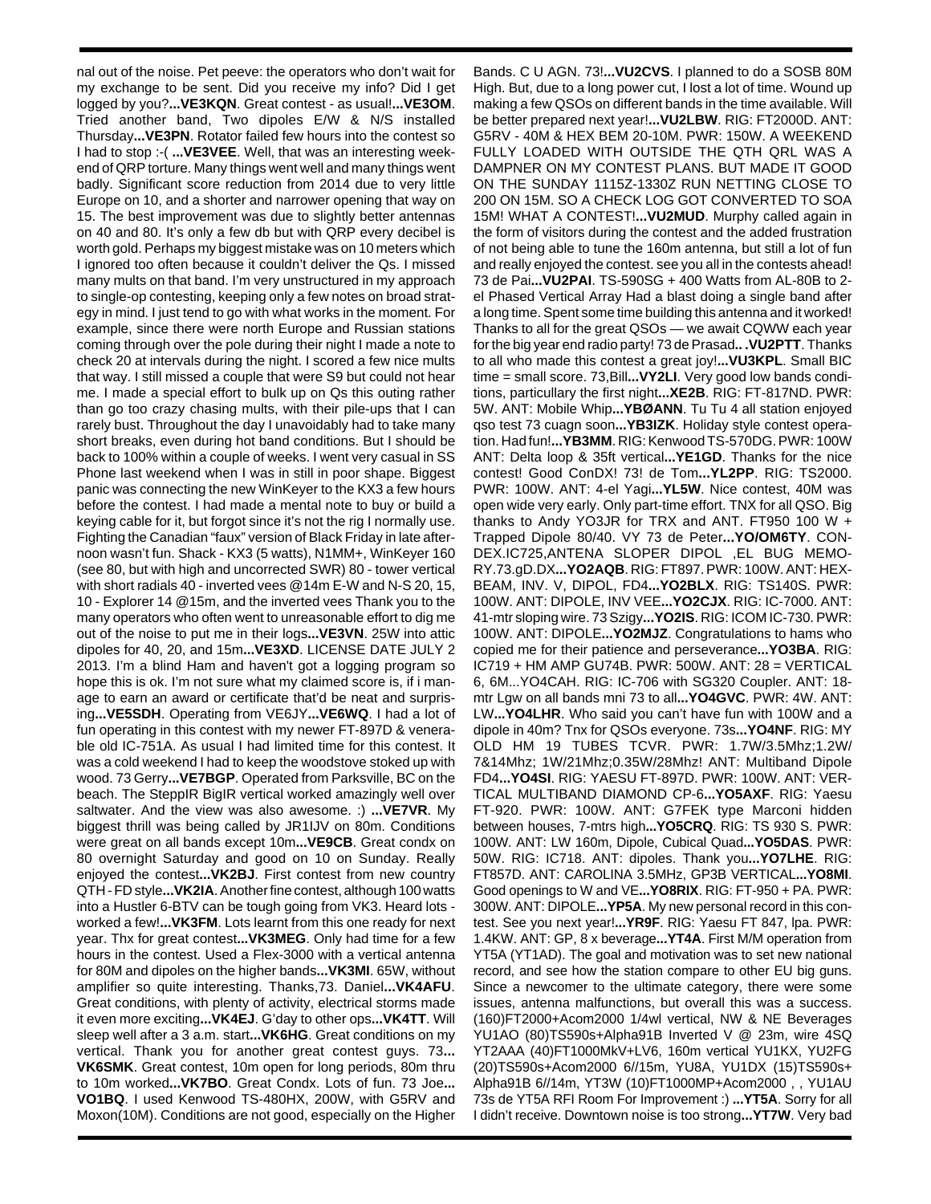nal out of the noise. Pet peeve: the operators who don't wait for my exchange to be sent. Did you receive my info? Did I get logged by you?**...VE3KQN**. Great contest - as usual!**...VE3OM**. Tried another band, Two dipoles E/W & N/S installed Thursday**...VE3PN**. Rotator failed few hours into the contest so I had to stop :-( **...VE3VEE**. Well, that was an interesting weekend of QRP torture. Many things went well and many things went badly. Significant score reduction from 2014 due to very little Europe on 10, and a shorter and narrower opening that way on 15. The best improvement was due to slightly better antennas on 40 and 80. It's only a few db but with QRP every decibel is worth gold. Perhaps my biggest mistake was on 10 meters which I ignored too often because it couldn't deliver the Qs. I missed many mults on that band. I'm very unstructured in my approach to single-op contesting, keeping only a few notes on broad strategy in mind. I just tend to go with what works in the moment. For example, since there were north Europe and Russian stations coming through over the pole during their night I made a note to check 20 at intervals during the night. I scored a few nice mults that way. I still missed a couple that were S9 but could not hear me. I made a special effort to bulk up on Qs this outing rather than go too crazy chasing mults, with their pile-ups that I can rarely bust. Throughout the day I unavoidably had to take many short breaks, even during hot band conditions. But I should be back to 100% within a couple of weeks. I went very casual in SS Phone last weekend when I was in still in poor shape. Biggest panic was connecting the new WinKeyer to the KX3 a few hours before the contest. I had made a mental note to buy or build a keying cable for it, but forgot since it's not the rig I normally use. Fighting the Canadian "faux" version of Black Friday in late afternoon wasn't fun. Shack - KX3 (5 watts), N1MM+, WinKeyer 160 (see 80, but with high and uncorrected SWR) 80 - tower vertical with short radials 40 - inverted vees @14m E-W and N-S 20, 15, 10 - Explorer 14 @15m, and the inverted vees Thank you to the many operators who often went to unreasonable effort to dig me out of the noise to put me in their logs**...VE3VN**. 25W into attic dipoles for 40, 20, and 15m**...VE3XD**. LICENSE DATE JULY 2 2013. I'm a blind Ham and haven't got a logging program so hope this is ok. I'm not sure what my claimed score is, if i manage to earn an award or certificate that'd be neat and surprising**...VE5SDH**. Operating from VE6JY**...VE6WQ**. I had a lot of fun operating in this contest with my newer FT-897D & venerable old IC-751A. As usual I had limited time for this contest. It was a cold weekend I had to keep the woodstove stoked up with wood. 73 Gerry**...VE7BGP**. Operated from Parksville, BC on the beach. The SteppIR BigIR vertical worked amazingly well over saltwater. And the view was also awesome. :) **...VE7VR**. My biggest thrill was being called by JR1IJV on 80m. Conditions were great on all bands except 10m**...VE9CB**. Great condx on 80 overnight Saturday and good on 10 on Sunday. Really enjoyed the contest**...VK2BJ**. First contest from new country QTH - FD style**...VK2IA**. Another fine contest, although 100 watts into a Hustler 6-BTV can be tough going from VK3. Heard lots - worked a few!**...VK3FM**. Lots learnt from this one ready for next year. Thx for great contest**...VK3MEG**. Only had time for a few hours in the contest. Used a Flex-3000 with a vertical antenna for 80M and dipoles on the higher bands**...VK3MI**. 65W, without amplifier so quite interesting. Thanks,73. Daniel**...VK4AFU**. Great conditions, with plenty of activity, electrical storms made it even more exciting**...VK4EJ**. G'day to other ops**...VK4TT**. Will sleep well after a 3 a.m. start**...VK6HG**. Great conditions on my vertical. Thank you for another great contest guys. 73**... VK6SMK**. Great contest, 10m open for long periods, 80m thru to 10m worked**...VK7BO**. Great Condx. Lots of fun. 73 Joe**... VO1BQ**. I used Kenwood TS-480HX, 200W, with G5RV and Moxon(10M). Conditions are not good, especially on the Higher Bands. C U AGN. 73!**...VU2CVS**. I planned to do a SOSB 80M High. But, due to a long power cut, I lost a lot of time. Wound up making a few QSOs on different bands in the time available. Will be better prepared next year!**...VU2LBW**. RIG: FT2000D. ANT: G5RV - 40M & HEX BEM 20-10M. PWR: 150W. A WEEKEND FULLY LOADED WITH OUTSIDE THE QTH QRL WAS A DAMPNER ON MY CONTEST PLANS. BUT MADE IT GOOD ON THE SUNDAY 1115Z-1330Z RUN NETTING CLOSE TO 200 ON 15M. SO A CHECK LOG GOT CONVERTED TO SOA 15M! WHAT A CONTEST!**...VU2MUD**. Murphy called again in the form of visitors during the contest and the added frustration of not being able to tune the 160m antenna, but still a lot of fun and really enjoyed the contest. see you all in the contests ahead! 73 de Pai**...VU2PAI**. TS-590SG + 400 Watts from AL-80B to 2-el Phased Vertical Array Had a blast doing a single band after a long time. Spent some time building this antenna and it worked! Thanks to all for the great QSOs — we await CQWW each year for the big year end radio party! 73 de Prasad**.. .VU2PTT**. Thanks to all who made this contest a great joy!**...VU3KPL**. Small BIC time = small score. 73,Bill**...VY2LI**. Very good low bands conditions, particullary the first night**...XE2B**. RIG: FT-817ND. PWR: 5W. ANT: Mobile Whip**...YBØANN**. Tu Tu 4 all station enjoyed qso test 73 cuagn soon**...YB3IZK**. Holiday style contest operation. Had fun!**...YB3MM**. RIG: Kenwood TS-570DG. PWR: 100W ANT: Delta loop & 35ft vertical**...YE1GD**. Thanks for the nice contest! Good ConDX! 73! de Tom**...YL2PP**. RIG: TS2000. PWR: 100W. ANT: 4-el Yagi**...YL5W**. Nice contest, 40M was open wide very early. Only part-time effort. TNX for all QSO. Big thanks to Andy YO3JR for TRX and ANT. FT950 100 W + Trapped Dipole 80/40. VY 73 de Peter**...YO/OM6TY**. CONDEX.IC725,ANTENA SLOPER DIPOL ,EL BUG MEMORY.73.gD.DX**...YO2AQB**. RIG: FT897. PWR: 100W. ANT: HEX-BEAM, INV. V, DIPOL, FD4**...YO2BLX**. RIG: TS140S. PWR: 100W. ANT: DIPOLE, INV VEE**...YO2CJX**. RIG: IC-7000. ANT: 41-mtr sloping wire. 73 Szigy**...YO2IS**. RIG: ICOM IC-730. PWR: 100W. ANT: DIPOLE**...YO2MJZ**. Congratulations to hams who copied me for their patience and perseverance**...YO3BA**. RIG: IC719 + HM AMP GU74B. PWR: 500W. ANT: 28 = VERTICAL 6, 6M...YO4CAH. RIG: IC-706 with SG320 Coupler. ANT: 18-mtr Lgw on all bands mni 73 to all**...YO4GVC**. PWR: 4W. ANT: LW**...YO4LHR**. Who said you can't have fun with 100W and a dipole in 40m? Tnx for QSOs everyone. 73s**...YO4NF**. RIG: MY OLD HM 19 TUBES TCVR. PWR: 1.7W/3.5Mhz;1.2W/7&14Mhz; 1W/21Mhz;0.35W/28Mhz! ANT: Multiband Dipole FD4**...YO4SI**. RIG: YAESU FT-897D. PWR: 100W. ANT: VERTICAL MULTIBAND DIAMOND CP-6**...YO5AXF**. RIG: Yaesu FT-920. PWR: 100W. ANT: G7FEK type Marconi hidden between houses, 7-mtrs high**...YO5CRQ**. RIG: TS 930 S. PWR: 100W. ANT: LW 160m, Dipole, Cubical Quad**...YO5DAS**. PWR: 50W. RIG: IC718. ANT: dipoles. Thank you**...YO7LHE**. RIG: FT857D. ANT: CAROLINA 3.5MHz, GP3B VERTICAL**...YO8MI**. Good openings to W and VE**...YO8RIX**. RIG: FT-950 + PA. PWR: 300W. ANT: DIPOLE**...YP5A**. My new personal record in this contest. See you next year!**...YR9F**. RIG: Yaesu FT 847, lpa. PWR: 1.4KW. ANT: GP, 8 x beverage**...YT4A**. First M/M operation from YT5A (YT1AD). The goal and motivation was to set new national record, and see how the station compare to other EU big guns. Since a newcomer to the ultimate category, there were some issues, antenna malfunctions, but overall this was a success. (160)FT2000+Acom2000 1/4wl vertical, NW & NE Beverages YU1AO (80)TS590s+Alpha91B Inverted V @ 23m, wire 4SQ YT2AAA (40)FT1000MkV+LV6, 160m vertical YU1KX, YU2FG (20)TS590s+Acom2000 6//15m, YU8A, YU1DX (15)TS590s+Alpha91B 6//14m, YT3W (10)FT1000MP+Acom2000 , , YU1AU 73s de YT5A RFI Room For Improvement :) **...YT5A**. Sorry for all I didn't receive. Downtown noise is too strong**...YT7W**. Very bad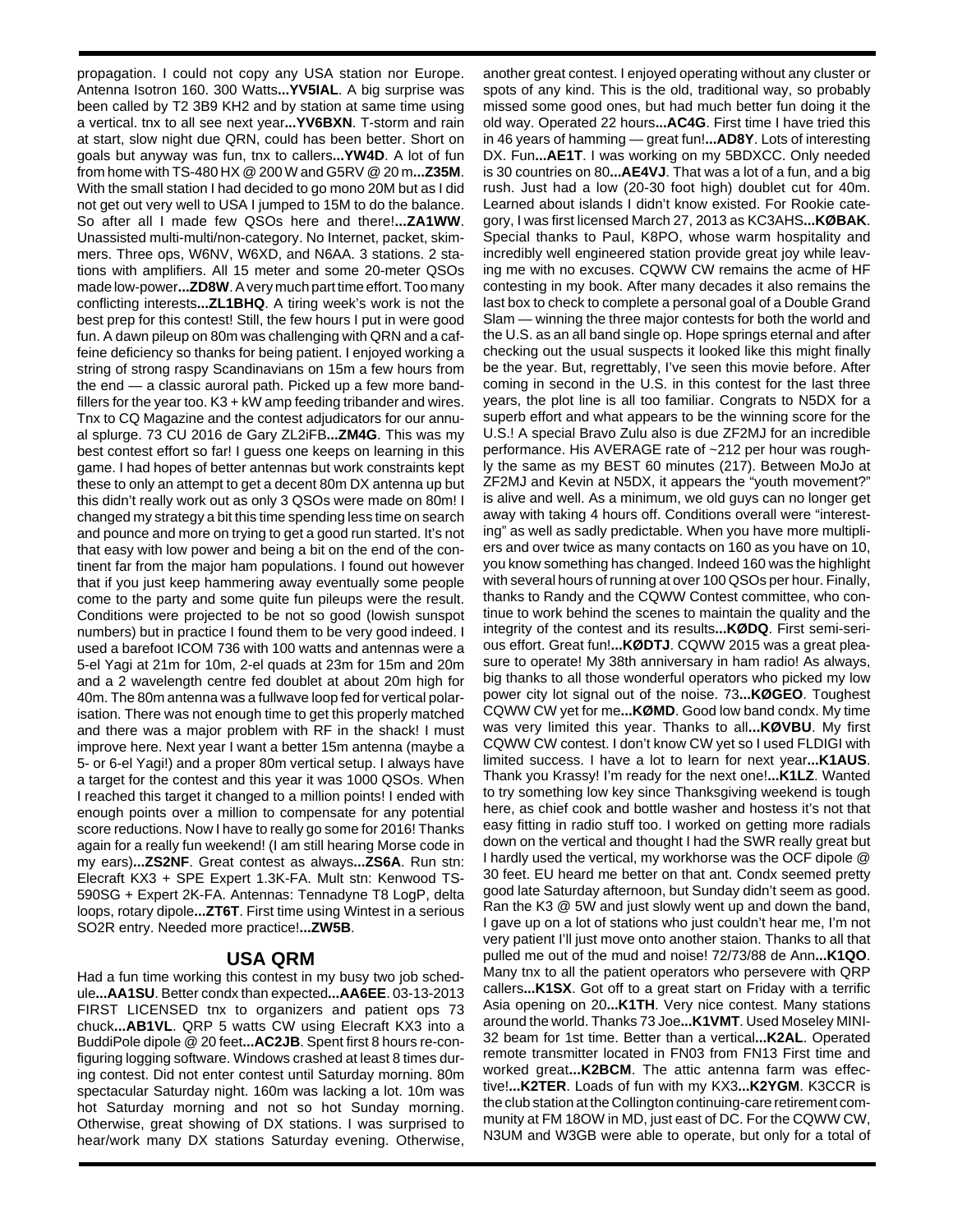propagation. I could not copy any USA station nor Europe. Antenna Isotron 160. 300 Watts**...YV5IAL**. A big surprise was been called by T2 3B9 KH2 and by station at same time using a vertical. tnx to all see next year**...YV6BXN**. T-storm and rain at start, slow night due QRN, could has been better. Short on goals but anyway was fun, tnx to callers**...YW4D**. A lot of fun from home with TS-480 HX @ 200 W and G5RV @ 20 m**...Z35M**. With the small station I had decided to go mono 20M but as I did not get out very well to USA I jumped to 15M to do the balance. So after all I made few QSOs here and there!**...ZA1WW**. Unassisted multi-multi/non-category. No Internet, packet, skimmers. Three ops, W6NV, W6XD, and N6AA. 3 stations. 2 stations with amplifiers. All 15 meter and some 20-meter QSOs made low-power**...ZD8W**. A very much part time effort. Too many conflicting interests**...ZL1BHQ**. A tiring week's work is not the best prep for this contest! Still, the few hours I put in were good fun. A dawn pileup on 80m was challenging with QRN and a caffeine deficiency so thanks for being patient. I enjoyed working a string of strong raspy Scandinavians on 15m a few hours from the end — a classic auroral path. Picked up a few more bandfillers for the year too. K3 + kW amp feeding tribander and wires. Tnx to CQ Magazine and the contest adjudicators for our annual splurge. 73 CU 2016 de Gary ZL2iFB**...ZM4G**. This was my best contest effort so far! I guess one keeps on learning in this game. I had hopes of better antennas but work constraints kept these to only an attempt to get a decent 80m DX antenna up but this didn't really work out as only 3 QSOs were made on 80m! I changed my strategy a bit this time spending less time on search and pounce and more on trying to get a good run started. It's not that easy with low power and being a bit on the end of the continent far from the major ham populations. I found out however that if you just keep hammering away eventually some people come to the party and some quite fun pileups were the result. Conditions were projected to be not so good (lowish sunspot numbers) but in practice I found them to be very good indeed. I used a barefoot ICOM 736 with 100 watts and antennas were a 5-el Yagi at 21m for 10m, 2-el quads at 23m for 15m and 20m and a 2 wavelength centre fed doublet at about 20m high for 40m. The 80m antenna was a fullwave loop fed for vertical polarisation. There was not enough time to get this properly matched and there was a major problem with RF in the shack! I must improve here. Next year I want a better 15m antenna (maybe a 5- or 6-el Yagi!) and a proper 80m vertical setup. I always have a target for the contest and this year it was 1000 QSOs. When I reached this target it changed to a million points! I ended with enough points over a million to compensate for any potential score reductions. Now I have to really go some for 2016! Thanks again for a really fun weekend! (I am still hearing Morse code in my ears)**...ZS2NF**. Great contest as always**...ZS6A**. Run stn: Elecraft KX3 + SPE Expert 1.3K-FA. Mult stn: Kenwood TS-590SG + Expert 2K-FA. Antennas: Tennadyne T8 LogP, delta loops, rotary dipole**...ZT6T**. First time using Wintest in a serious SO2R entry. Needed more practice!**...ZW5B**.

## USA QRM

Had a fun time working this contest in my busy two job schedule**...AA1SU**. Better condx than expected**...AA6EE**. 03-13-2013 FIRST LICENSED tnx to organizers and patient ops 73 chuck**...AB1VL**. QRP 5 watts CW using Elecraft KX3 into a BuddiPole dipole @ 20 feet**...AC2JB**. Spent first 8 hours re-configuring logging software. Windows crashed at least 8 times during contest. Did not enter contest until Saturday morning. 80m spectacular Saturday night. 160m was lacking a lot. 10m was hot Saturday morning and not so hot Sunday morning. Otherwise, great showing of DX stations. I was surprised to hear/work many DX stations Saturday evening. Otherwise, another great contest. I enjoyed operating without any cluster or spots of any kind. This is the old, traditional way, so probably missed some good ones, but had much better fun doing it the old way. Operated 22 hours**...AC4G**. First time I have tried this in 46 years of hamming — great fun!**...AD8Y**. Lots of interesting DX. Fun**...AE1T**. I was working on my 5BDXCC. Only needed is 30 countries on 80**...AE4VJ**. That was a lot of a fun, and a big rush. Just had a low (20-30 foot high) doublet cut for 40m. Learned about islands I didn't know existed. For Rookie category, I was first licensed March 27, 2013 as KC3AHS**...KØBAK**. Special thanks to Paul, K8PO, whose warm hospitality and incredibly well engineered station provide great joy while leaving me with no excuses. CQWW CW remains the acme of HF contesting in my book. After many decades it also remains the last box to check to complete a personal goal of a Double Grand Slam — winning the three major contests for both the world and the U.S. as an all band single op. Hope springs eternal and after checking out the usual suspects it looked like this might finally be the year. But, regrettably, I've seen this movie before. After coming in second in the U.S. in this contest for the last three years, the plot line is all too familiar. Congrats to N5DX for a superb effort and what appears to be the winning score for the U.S.! A special Bravo Zulu also is due ZF2MJ for an incredible performance. His AVERAGE rate of ~212 per hour was roughly the same as my BEST 60 minutes (217). Between MoJo at ZF2MJ and Kevin at N5DX, it appears the "youth movement?" is alive and well. As a minimum, we old guys can no longer get away with taking 4 hours off. Conditions overall were "interesting" as well as sadly predictable. When you have more multipliers and over twice as many contacts on 160 as you have on 10, you know something has changed. Indeed 160 was the highlight with several hours of running at over 100 QSOs per hour. Finally, thanks to Randy and the CQWW Contest committee, who continue to work behind the scenes to maintain the quality and the integrity of the contest and its results**...KØDQ**. First semi-serious effort. Great fun!**...KØDTJ**. CQWW 2015 was a great pleasure to operate! My 38th anniversary in ham radio! As always, big thanks to all those wonderful operators who picked my low power city lot signal out of the noise. 73**...KØGEO**. Toughest CQWW CW yet for me**...KØMD**. Good low band condx. My time was very limited this year. Thanks to all**...KØVBU**. My first CQWW CW contest. I don't know CW yet so I used FLDIGI with limited success. I have a lot to learn for next year**...K1AUS**. Thank you Krassy! I'm ready for the next one!**...K1LZ**. Wanted to try something low key since Thanksgiving weekend is tough here, as chief cook and bottle washer and hostess it's not that easy fitting in radio stuff too. I worked on getting more radials down on the vertical and thought I had the SWR really great but I hardly used the vertical, my workhorse was the OCF dipole @ 30 feet. EU heard me better on that ant. Condx seemed pretty good late Saturday afternoon, but Sunday didn't seem as good. Ran the K3 @ 5W and just slowly went up and down the band, I gave up on a lot of stations who just couldn't hear me, I'm not very patient I'll just move onto another staion. Thanks to all that pulled me out of the mud and noise! 72/73/88 de Ann**...K1QO**. Many tnx to all the patient operators who persevere with QRP callers**...K1SX**. Got off to a great start on Friday with a terrific Asia opening on 20**...K1TH**. Very nice contest. Many stations around the world. Thanks 73 Joe**...K1VMT**. Used Moseley MINI-32 beam for 1st time. Better than a vertical**...K2AL**. Operated remote transmitter located in FN03 from FN13 First time and worked great**...K2BCM**. The attic antenna farm was effective!**...K2TER**. Loads of fun with my KX3**...K2YGM**. K3CCR is the club station at the Collington continuing-care retirement community at FM 18OW in MD, just east of DC. For the CQWW CW, N3UM and W3GB were able to operate, but only for a total of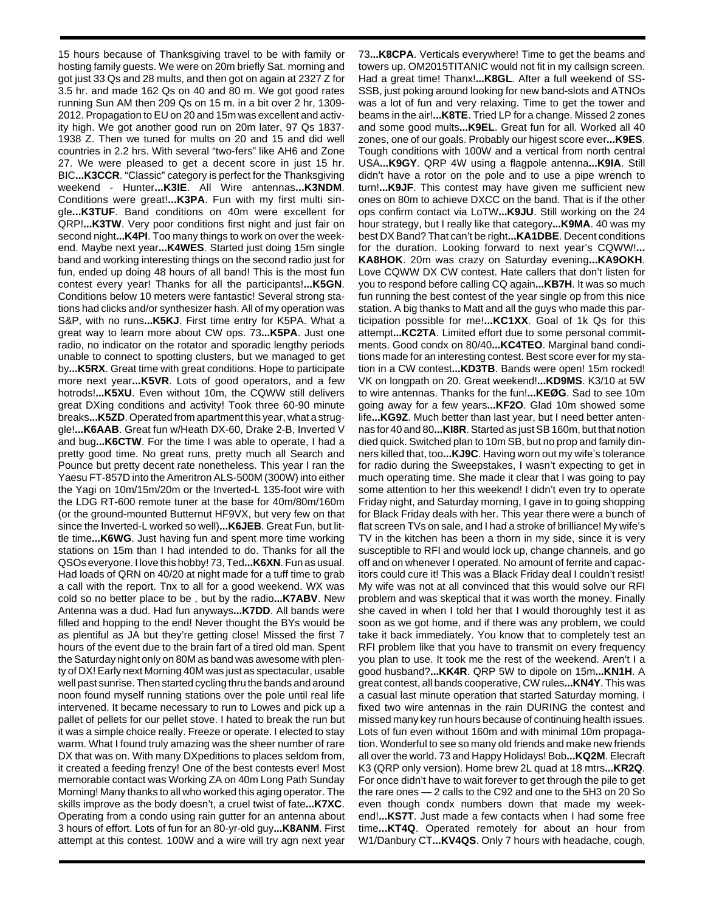15 hours because of Thanksgiving travel to be with family or hosting family guests. We were on 20m briefly Sat. morning and got just 33 Qs and 28 mults, and then got on again at 2327 Z for 3.5 hr. and made 162 Qs on 40 and 80 m. We got good rates running Sun AM then 209 Qs on 15 m. in a bit over 2 hr, 1309-2012. Propagation to EU on 20 and 15m was excellent and activity high. We got another good run on 20m later, 97 Qs 1837-1938 Z. Then we tuned for mults on 20 and 15 and did well countries in 2.2 hrs. With several "two-fers" like AH6 and Zone 27. We were pleased to get a decent score in just 15 hr. BIC**...K3CCR**. "Classic" category is perfect for the Thanksgiving weekend - Hunter**...K3IE**. All Wire antennas**...K3NDM**. Conditions were great!**...K3PA**. Fun with my first multi single**...K3TUF**. Band conditions on 40m were excellent for QRP!**...K3TW**. Very poor conditions first night and just fair on second night**...K4PI**. Too many things to work on over the weekend. Maybe next year**...K4WES**. Started just doing 15m single band and working interesting things on the second radio just for fun, ended up doing 48 hours of all band! This is the most fun contest every year! Thanks for all the participants!**...K5GN**. Conditions below 10 meters were fantastic! Several strong stations had clicks and/or synthesizer hash. All of my operation was S&P, with no runs**...K5KJ**. First time entry for K5PA. What a great way to learn more about CW ops. 73**...K5PA**. Just one radio, no indicator on the rotator and sporadic lengthy periods unable to connect to spotting clusters, but we managed to get by**...K5RX**. Great time with great conditions. Hope to participate more next year**...K5VR**. Lots of good operators, and a few hotrods!**...K5XU**. Even without 10m, the CQWW still delivers great DXing conditions and activity! Took three 60-90 minute breaks**...K5ZD**. Operated from apartment this year, what a struggle!**...K6AAB**. Great fun w/Heath DX-60, Drake 2-B, Inverted V and bug**...K6CTW**. For the time I was able to operate, I had a pretty good time. No great runs, pretty much all Search and Pounce but pretty decent rate nonetheless. This year I ran the Yaesu FT-857D into the Ameritron ALS-500M (300W) into either the Yagi on 10m/15m/20m or the Inverted-L 135-foot wire with the LDG RT-600 remote tuner at the base for 40m/80m/160m (or the ground-mounted Butternut HF9VX, but very few on that since the Inverted-L worked so well)**...K6JEB**. Great Fun, but little time**...K6WG**. Just having fun and spent more time working stations on 15m than I had intended to do. Thanks for all the QSOs everyone. I love this hobby! 73, Ted**...K6XN**. Fun as usual. Had loads of QRN on 40/20 at night made for a tuff time to grab a call with the report. Tnx to all for a good weekend. WX was cold so no better place to be , but by the radio**...K7ABV**. New Antenna was a dud. Had fun anyways**...K7DD**. All bands were filled and hopping to the end! Never thought the BYs would be as plentiful as JA but they're getting close! Missed the first 7 hours of the event due to the brain fart of a tired old man. Spent the Saturday night only on 80M as band was awesome with plenty of DX! Early next Morning 40M was just as spectacular, usable well past sunrise. Then started cycling thru the bands and around noon found myself running stations over the pole until real life intervened. It became necessary to run to Lowes and pick up a pallet of pellets for our pellet stove. I hated to break the run but it was a simple choice really. Freeze or operate. I elected to stay warm. What I found truly amazing was the sheer number of rare DX that was on. With many DXpeditions to places seldom from, it created a feeding frenzy! One of the best contests ever! Most memorable contact was Working ZA on 40m Long Path Sunday Morning! Many thanks to all who worked this aging operator. The skills improve as the body doesn't, a cruel twist of fate**...K7XC**. Operating from a condo using rain gutter for an antenna about 3 hours of effort. Lots of fun for an 80-yr-old guy**...K8ANM**. First attempt at this contest. 100W and a wire will try agn next year 73**...K8CPA**. Verticals everywhere! Time to get the beams and towers up. OM2015TITANIC would not fit in my callsign screen. Had a great time! Thanx!**...K8GL**. After a full weekend of SS-SSB, just poking around looking for new band-slots and ATNOs was a lot of fun and very relaxing. Time to get the tower and beams in the air!**...K8TE**. Tried LP for a change. Missed 2 zones and some good mults**...K9EL**. Great fun for all. Worked all 40 zones, one of our goals. Probably our higest score ever**...K9ES**. Tough conditions with 100W and a vertical from north central USA**...K9GY**. QRP 4W using a flagpole antenna**...K9IA**. Still didn't have a rotor on the pole and to use a pipe wrench to turn!**...K9JF**. This contest may have given me sufficient new ones on 80m to achieve DXCC on the band. That is if the other ops confirm contact via LoTW**...K9JU**. Still working on the 24 hour strategy, but I really like that category**...K9MA**. 40 was my best DX Band? That can't be right**...KA1DBE**. Decent conditions for the duration. Looking forward to next year's CQWW!**...KA8HOK**. 20m was crazy on Saturday evening**...KA9OKH**. Love CQWW DX CW contest. Hate callers that don't listen for you to respond before calling CQ again**...KB7H**. It was so much fun running the best contest of the year single op from this nice station. A big thanks to Matt and all the guys who made this participation possible for me!**...KC1XX**. Goal of 1k Qs for this attempt**...KC2TA**. Limited effort due to some personal commitments. Good condx on 80/40**...KC4TEO**. Marginal band conditions made for an interesting contest. Best score ever for my station in a CW contest**...KD3TB**. Bands were open! 15m rocked! VK on longpath on 20. Great weekend!**...KD9MS**. K3/10 at 5W to wire antennas. Thanks for the fun!**...KEØG**. Sad to see 10m going away for a few years**...KF2O**. Glad 10m showed some life**...KG9Z**. Much better than last year, but I need better antennas for 40 and 80**...KI8R**. Started as just SB 160m, but that notion died quick. Switched plan to 10m SB, but no prop and family dinners killed that, too**...KJ9C**. Having worn out my wife's tolerance for radio during the Sweepstakes, I wasn't expecting to get in much operating time. She made it clear that I was going to pay some attention to her this weekend! I didn't even try to operate Friday night, and Saturday morning, I gave in to going shopping for Black Friday deals with her. This year there were a bunch of flat screen TVs on sale, and I had a stroke of brilliance! My wife's TV in the kitchen has been a thorn in my side, since it is very susceptible to RFI and would lock up, change channels, and go off and on whenever I operated. No amount of ferrite and capacitors could cure it! This was a Black Friday deal I couldn't resist! My wife was not at all convinced that this would solve our RFI problem and was skeptical that it was worth the money. Finally she caved in when I told her that I would thoroughly test it as soon as we got home, and if there was any problem, we could take it back immediately. You know that to completely test an RFI problem like that you have to transmit on every frequency you plan to use. It took me the rest of the weekend. Aren't I a good husband?**...KK4R**. QRP 5W to dipole on 15m**...KN1H**. A great contest, all bands cooperative, CW rules**...KN4Y**. This was a casual last minute operation that started Saturday morning. I fixed two wire antennas in the rain DURING the contest and missed many key run hours because of continuing health issues. Lots of fun even without 160m and with minimal 10m propagation. Wonderful to see so many old friends and make new friends all over the world. 73 and Happy Holidays! Bob**...KQ2M**. Elecraft K3 (QRP only version). Home brew 2L quad at 18 mtrs**...KR2Q**. For once didn't have to wait forever to get through the pile to get the rare ones — 2 calls to the C92 and one to the 5H3 on 20 So even though condx numbers down that made my weekend!**...KS7T**. Just made a few contacts when I had some free time**...KT4Q**. Operated remotely for about an hour from W1/Danbury CT**...KV4QS**. Only 7 hours with headache, cough,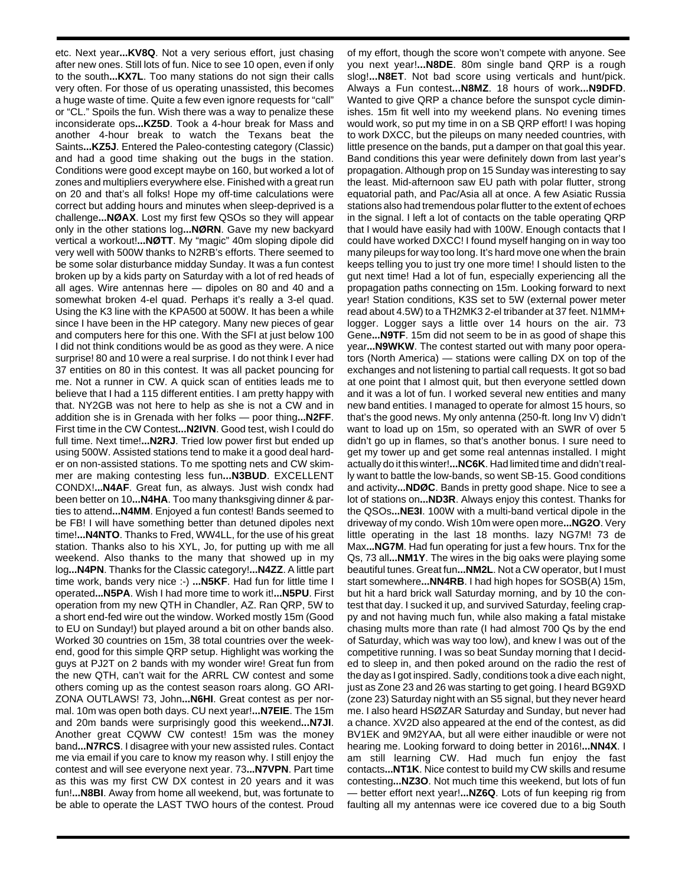etc. Next year**...KV8Q**. Not a very serious effort, just chasing after new ones. Still lots of fun. Nice to see 10 open, even if only to the south**...KX7L**. Too many stations do not sign their calls very often. For those of us operating unassisted, this becomes a huge waste of time. Quite a few even ignore requests for "call" or "CL." Spoils the fun. Wish there was a way to penalize these inconsiderate ops**...KZ5D**. Took a 4-hour break for Mass and another 4-hour break to watch the Texans beat the Saints**...KZ5J**. Entered the Paleo-contesting category (Classic) and had a good time shaking out the bugs in the station. Conditions were good except maybe on 160, but worked a lot of zones and multipliers everywhere else. Finished with a great run on 20 and that's all folks! Hope my off-time calculations were correct but adding hours and minutes when sleep-deprived is a challenge**...NØAX**. Lost my first few QSOs so they will appear only in the other stations log**...NØRN**. Gave my new backyard vertical a workout!**...NØTT**. My "magic" 40m sloping dipole did very well with 500W thanks to N2RB's efforts. There seemed to be some solar disturbance midday Sunday. It was a fun contest broken up by a kids party on Saturday with a lot of red heads of all ages. Wire antennas here — dipoles on 80 and 40 and a somewhat broken 4-el quad. Perhaps it's really a 3-el quad. Using the K3 line with the KPA500 at 500W. It has been a while since I have been in the HP category. Many new pieces of gear and computers here for this one. With the SFI at just below 100 I did not think conditions would be as good as they were. A nice surprise! 80 and 10 were a real surprise. I do not think I ever had 37 entities on 80 in this contest. It was all packet pouncing for me. Not a runner in CW. A quick scan of entities leads me to believe that I had a 115 different entities. I am pretty happy with that. NY2GB was not here to help as she is not a CW and in addition she is in Grenada with her folks — poor thing**...N2FF**. First time in the CW Contest**...N2IVN**. Good test, wish I could do full time. Next time!**...N2RJ**. Tried low power first but ended up using 500W. Assisted stations tend to make it a good deal harder on non-assisted stations. To me spotting nets and CW skimmer are making contesting less fun**...N3BUD**. EXCELLENT CONDX!**...N4AF**. Great fun, as always. Just wish condx had been better on 10**...N4HA**. Too many thanksgiving dinner & parties to attend**...N4MM**. Enjoyed a fun contest! Bands seemed to be FB! I will have something better than detuned dipoles next time!**...N4NTO**. Thanks to Fred, WW4LL, for the use of his great station. Thanks also to his XYL, Jo, for putting up with me all weekend. Also thanks to the many that showed up in my log**...N4PN**. Thanks for the Classic category!**...N4ZZ**. A little part time work, bands very nice :-) **...N5KF**. Had fun for little time I operated**...N5PA**. Wish I had more time to work it!**...N5PU**. First operation from my new QTH in Chandler, AZ. Ran QRP, 5W to a short end-fed wire out the window. Worked mostly 15m (Good to EU on Sunday!) but played around a bit on other bands also. Worked 30 countries on 15m, 38 total countries over the weekend, good for this simple QRP setup. Highlight was working the guys at PJ2T on 2 bands with my wonder wire! Great fun from the new QTH, can't wait for the ARRL CW contest and some others coming up as the contest season roars along. GO ARIZONA OUTLAWS! 73, John**...N6HI**. Great contest as per normal. 10m was open both days. CU next year!**...N7EIE**. The 15m and 20m bands were surprisingly good this weekend**...N7JI**. Another great CQWW CW contest! 15m was the money band**...N7RCS**. I disagree with your new assisted rules. Contact me via email if you care to know my reason why. I still enjoy the contest and will see everyone next year. 73**...N7VPN**. Part time as this was my first CW DX contest in 20 years and it was fun!**...N8BI**. Away from home all weekend, but, was fortunate to be able to operate the LAST TWO hours of the contest. Proud of my effort, though the score won't compete with anyone. See you next year!**...N8DE**. 80m single band QRP is a rough slog!**...N8ET**. Not bad score using verticals and hunt/pick. Always a Fun contest**...N8MZ**. 18 hours of work**...N9DFD**. Wanted to give QRP a chance before the sunspot cycle diminishes. 15m fit well into my weekend plans. No evening times would work, so put my time in on a SB QRP effort! I was hoping to work DXCC, but the pileups on many needed countries, with little presence on the bands, put a damper on that goal this year. Band conditions this year were definitely down from last year's propagation. Although prop on 15 Sunday was interesting to say the least. Mid-afternoon saw EU path with polar flutter, strong equatorial path, and Pac/Asia all at once. A few Asiatic Russia stations also had tremendous polar flutter to the extent of echoes in the signal. I left a lot of contacts on the table operating QRP that I would have easily had with 100W. Enough contacts that I could have worked DXCC! I found myself hanging on in way too many pileups for way too long. It's hard move one when the brain keeps telling you to just try one more time! I should listen to the gut next time! Had a lot of fun, especially experiencing all the propagation paths connecting on 15m. Looking forward to next year! Station conditions, K3S set to 5W (external power meter read about 4.5W) to a TH2MK3 2-el tribander at 37 feet. N1MM+ logger. Logger says a little over 14 hours on the air. 73 Gene**...N9TF**. 15m did not seem to be in as good of shape this year**...N9WKW**. The contest started out with many poor operators (North America) — stations were calling DX on top of the exchanges and not listening to partial call requests. It got so bad at one point that I almost quit, but then everyone settled down and it was a lot of fun. I worked several new entities and many new band entities. I managed to operate for almost 15 hours, so that's the good news. My only antenna (250-ft. long Inv V) didn't want to load up on 15m, so operated with an SWR of over 5 didn't go up in flames, so that's another bonus. I sure need to get my tower up and get some real antennas installed. I might actually do it this winter!**...NC6K**. Had limited time and didn't really want to battle the low-bands, so went SB-15. Good conditions and activity**...NDØC**. Bands in pretty good shape. Nice to see a lot of stations on**...ND3R**. Always enjoy this contest. Thanks for the QSOs**...NE3I**. 100W with a multi-band vertical dipole in the driveway of my condo. Wish 10m were open more**...NG2O**. Very little operating in the last 18 months. lazy NG7M! 73 de Max**...NG7M**. Had fun operating for just a few hours. Tnx for the Qs, 73 all**...NM1Y**. The wires in the big oaks were playing some beautiful tunes. Great fun**...NM2L**. Not a CW operator, but I must start somewhere**...NN4RB**. I had high hopes for SOSB(A) 15m, but hit a hard brick wall Saturday morning, and by 10 the contest that day. I sucked it up, and survived Saturday, feeling crappy and not having much fun, while also making a fatal mistake chasing mults more than rate (I had almost 700 Qs by the end of Saturday, which was way too low), and knew I was out of the competitive running. I was so beat Sunday morning that I decided to sleep in, and then poked around on the radio the rest of the day as I got inspired. Sadly, conditions took a dive each night, just as Zone 23 and 26 was starting to get going. I heard BG9XD (zone 23) Saturday night with an S5 signal, but they never heard me. I also heard HSØZAR Saturday and Sunday, but never had a chance. XV2D also appeared at the end of the contest, as did BV1EK and 9M2YAA, but all were either inaudible or were not hearing me. Looking forward to doing better in 2016!**...NN4X**. I am still learning CW. Had much fun enjoy the fast contacts**...NT1K**. Nice contest to build my CW skills and resume contesting**...NZ3O**. Not much time this weekend, but lots of fun — better effort next year!**...NZ6Q**. Lots of fun keeping rig from faulting all my antennas were ice covered due to a big South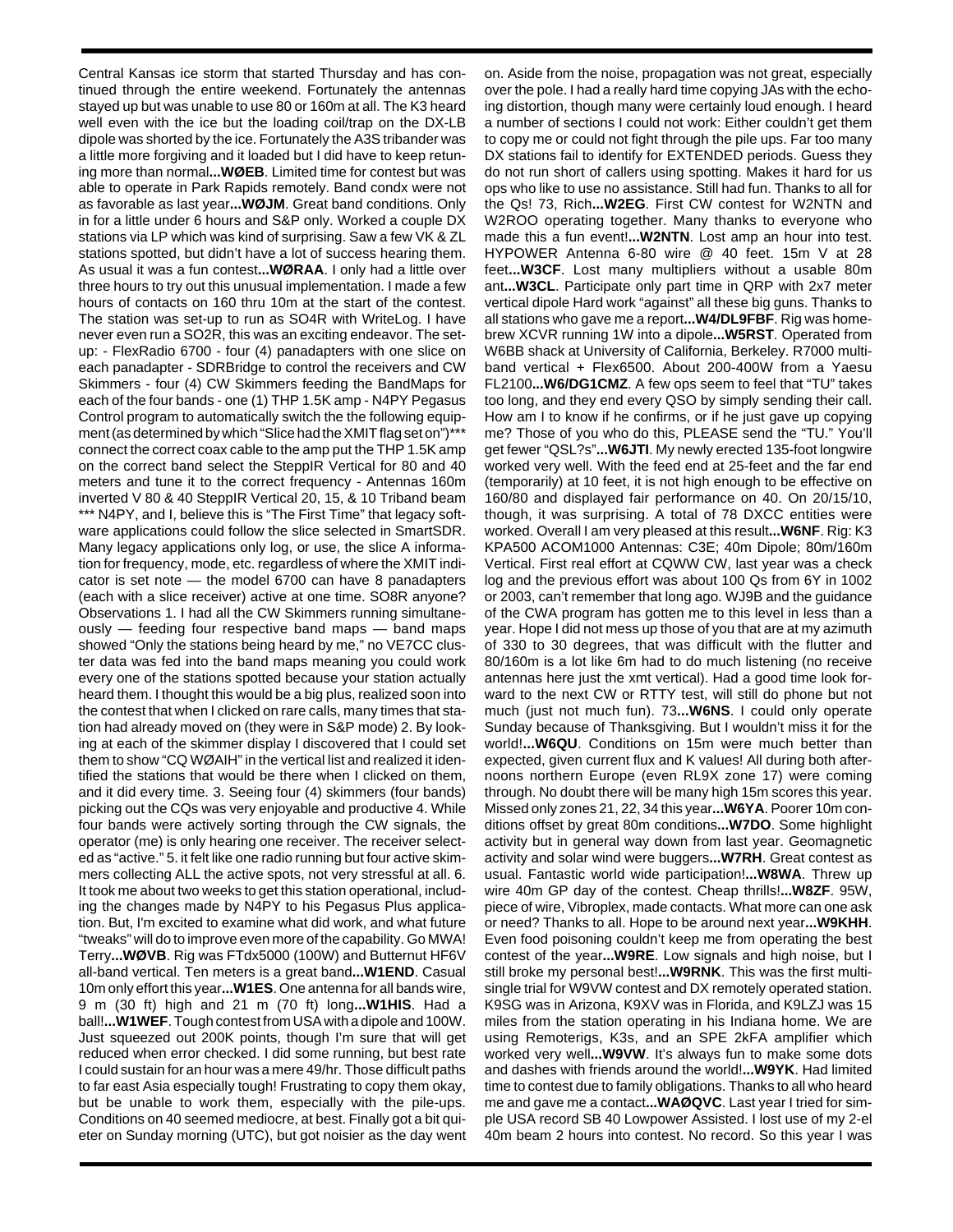Central Kansas ice storm that started Thursday and has continued through the entire weekend. Fortunately the antennas stayed up but was unable to use 80 or 160m at all. The K3 heard well even with the ice but the loading coil/trap on the DX-LB dipole was shorted by the ice. Fortunately the A3S tribander was a little more forgiving and it loaded but I did have to keep retuning more than normal**...WØEB**. Limited time for contest but was able to operate in Park Rapids remotely. Band condx were not as favorable as last year**...WØJM**. Great band conditions. Only in for a little under 6 hours and S&P only. Worked a couple DX stations via LP which was kind of surprising. Saw a few VK & ZL stations spotted, but didn't have a lot of success hearing them. As usual it was a fun contest**...WØRAA**. I only had a little over three hours to try out this unusual implementation. I made a few hours of contacts on 160 thru 10m at the start of the contest. The station was set-up to run as SO4R with WriteLog. I have never even run a SO2R, this was an exciting endeavor. The setup: - FlexRadio 6700 - four (4) panadapters with one slice on each panadapter - SDRBridge to control the receivers and CW Skimmers - four (4) CW Skimmers feeding the BandMaps for each of the four bands - one (1) THP 1.5K amp - N4PY Pegasus Control program to automatically switch the the following equipment (as determined by which "Slice had the XMIT flag set on")*** connect the correct coax cable to the amp put the THP 1.5K amp on the correct band select the SteppIR Vertical for 80 and 40 meters and tune it to the correct frequency - Antennas 160m inverted V 80 & 40 SteppIR Vertical 20, 15, & 10 Triband beam *** N4PY, and I, believe this is "The First Time" that legacy software applications could follow the slice selected in SmartSDR. Many legacy applications only log, or use, the slice A information for frequency, mode, etc. regardless of where the XMIT indicator is set note — the model 6700 can have 8 panadapters (each with a slice receiver) active at one time. SO8R anyone? Observations 1. I had all the CW Skimmers running simultaneously — feeding four respective band maps — band maps showed "Only the stations being heard by me," no VE7CC cluster data was fed into the band maps meaning you could work every one of the stations spotted because your station actually heard them. I thought this would be a big plus, realized soon into the contest that when I clicked on rare calls, many times that station had already moved on (they were in S&P mode) 2. By looking at each of the skimmer display I discovered that I could set them to show "CQ WØAIH" in the vertical list and realized it identified the stations that would be there when I clicked on them, and it did every time. 3. Seeing four (4) skimmers (four bands) picking out the CQs was very enjoyable and productive 4. While four bands were actively sorting through the CW signals, the operator (me) is only hearing one receiver. The receiver selected as "active." 5. it felt like one radio running but four active skimmers collecting ALL the active spots, not very stressful at all. 6. It took me about two weeks to get this station operational, including the changes made by N4PY to his Pegasus Plus application. But, I'm excited to examine what did work, and what future "tweaks" will do to improve even more of the capability. Go MWA! Terry**...WØVB**. Rig was FTdx5000 (100W) and Butternut HF6V all-band vertical. Ten meters is a great band**...W1END**. Casual 10m only effort this year**...W1ES**. One antenna for all bands wire, 9 m (30 ft) high and 21 m (70 ft) long**...W1HIS**. Had a ball!**...W1WEF**. Tough contest from USA with a dipole and 100W. Just squeezed out 200K points, though I'm sure that will get reduced when error checked. I did some running, but best rate I could sustain for an hour was a mere 49/hr. Those difficult paths to far east Asia especially tough! Frustrating to copy them okay, but be unable to work them, especially with the pile-ups. Conditions on 40 seemed mediocre, at best. Finally got a bit quieter on Sunday morning (UTC), but got noisier as the day went on. Aside from the noise, propagation was not great, especially over the pole. I had a really hard time copying JAs with the echoing distortion, though many were certainly loud enough. I heard a number of sections I could not work: Either couldn't get them to copy me or could not fight through the pile ups. Far too many DX stations fail to identify for EXTENDED periods. Guess they do not run short of callers using spotting. Makes it hard for us ops who like to use no assistance. Still had fun. Thanks to all for the Qs! 73, Rich**...W2EG**. First CW contest for W2NTN and W2ROO operating together. Many thanks to everyone who made this a fun event!**...W2NTN**. Lost amp an hour into test. HYPOWER Antenna 6-80 wire @ 40 feet. 15m V at 28 feet**...W3CF**. Lost many multipliers without a usable 80m ant**...W3CL**. Participate only part time in QRP with 2x7 meter vertical dipole Hard work "against" all these big guns. Thanks to all stations who gave me a report**...W4/DL9FBF**. Rig was homebrew XCVR running 1W into a dipole**...W5RST**. Operated from W6BB shack at University of California, Berkeley. R7000 multiband vertical + Flex6500. About 200-400W from a Yaesu FL2100**...W6/DG1CMZ**. A few ops seem to feel that "TU" takes too long, and they end every QSO by simply sending their call. How am I to know if he confirms, or if he just gave up copying me? Those of you who do this, PLEASE send the "TU." You'll get fewer "QSL?s"**...W6JTI**. My newly erected 135-foot longwire worked very well. With the feed end at 25-feet and the far end (temporarily) at 10 feet, it is not high enough to be effective on 160/80 and displayed fair performance on 40. On 20/15/10, though, it was surprising. A total of 78 DXCC entities were worked. Overall I am very pleased at this result**...W6NF**. Rig: K3 KPA500 ACOM1000 Antennas: C3E; 40m Dipole; 80m/160m Vertical. First real effort at CQWW CW, last year was a check log and the previous effort was about 100 Qs from 6Y in 1002 or 2003, can't remember that long ago. WJ9B and the guidance of the CWA program has gotten me to this level in less than a year. Hope I did not mess up those of you that are at my azimuth of 330 to 30 degrees, that was difficult with the flutter and 80/160m is a lot like 6m had to do much listening (no receive antennas here just the xmt vertical). Had a good time look forward to the next CW or RTTY test, will still do phone but not much (just not much fun). 73**...W6NS**. I could only operate Sunday because of Thanksgiving. But I wouldn't miss it for the world!**...W6QU**. Conditions on 15m were much better than expected, given current flux and K values! All during both afternoons northern Europe (even RL9X zone 17) were coming through. No doubt there will be many high 15m scores this year. Missed only zones 21, 22, 34 this year**...W6YA**. Poorer 10m conditions offset by great 80m conditions**...W7DO**. Some highlight activity but in general way down from last year. Geomagnetic activity and solar wind were buggers**...W7RH**. Great contest as usual. Fantastic world wide participation!**...W8WA**. Threw up wire 40m GP day of the contest. Cheap thrills!**...W8ZF**. 95W, piece of wire, Vibroplex, made contacts. What more can one ask or need? Thanks to all. Hope to be around next year**...W9KHH**. Even food poisoning couldn't keep me from operating the best contest of the year**...W9RE**. Low signals and high noise, but I still broke my personal best!**...W9RNK**. This was the first multi-single trial for W9VW contest and DX remotely operated station. K9SG was in Arizona, K9XV was in Florida, and K9LZJ was 15 miles from the station operating in his Indiana home. We are using Remoterigs, K3s, and an SPE 2kFA amplifier which worked very well**...W9VW**. It's always fun to make some dots and dashes with friends around the world!**...W9YK**. Had limited time to contest due to family obligations. Thanks to all who heard me and gave me a contact**...WAØQVC**. Last year I tried for simple USA record SB 40 Lowpower Assisted. I lost use of my 2-el 40m beam 2 hours into contest. No record. So this year I was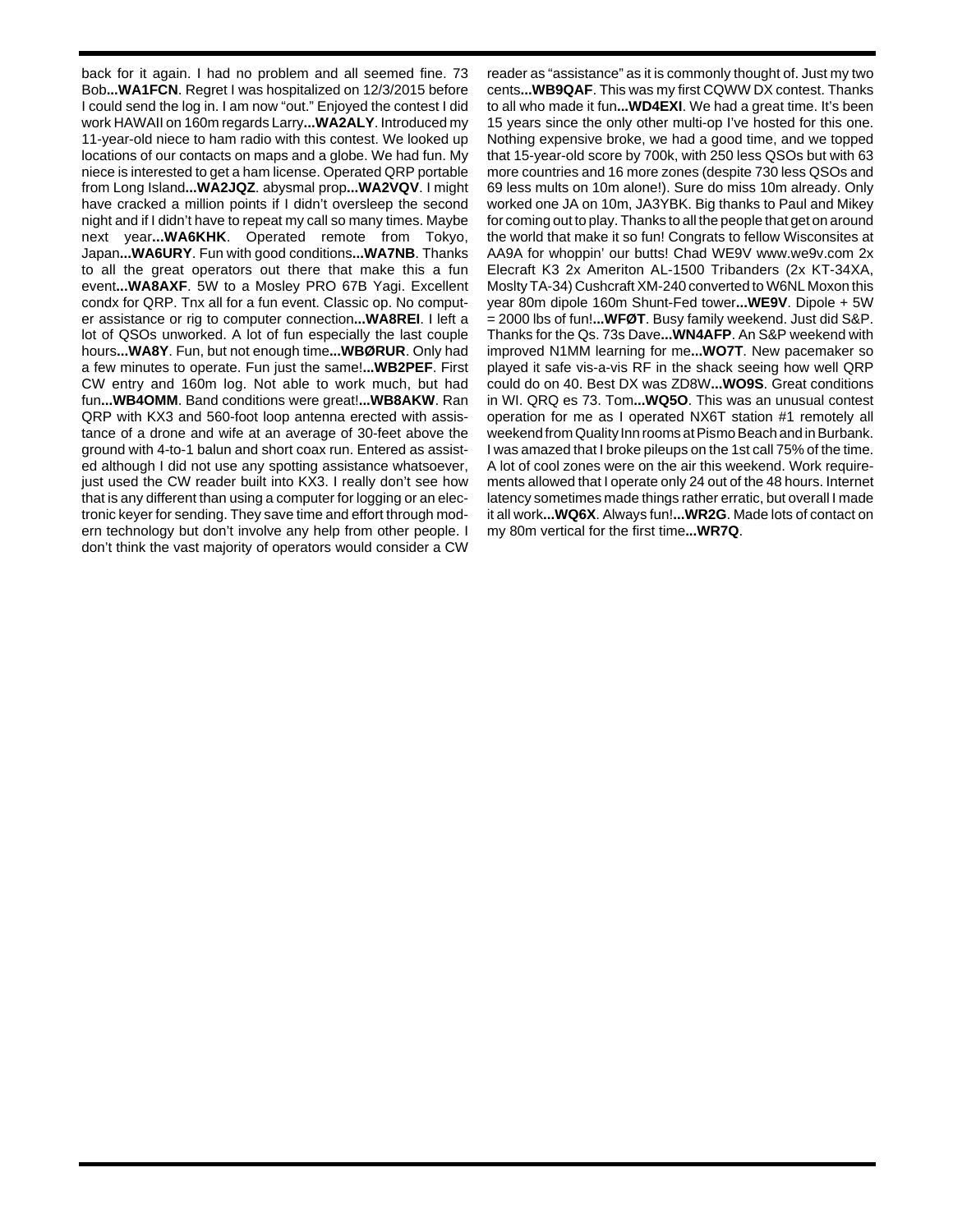back for it again. I had no problem and all seemed fine. 73 Bob**...WA1FCN**. Regret I was hospitalized on 12/3/2015 before I could send the log in. I am now "out." Enjoyed the contest I did work HAWAII on 160m regards Larry**...WA2ALY**. Introduced my 11-year-old niece to ham radio with this contest. We looked up locations of our contacts on maps and a globe. We had fun. My niece is interested to get a ham license. Operated QRP portable from Long Island**...WA2JQZ**. abysmal prop**...WA2VQV**. I might have cracked a million points if I didn't oversleep the second night and if I didn't have to repeat my call so many times. Maybe next year**...WA6KHK**. Operated remote from Tokyo, Japan**...WA6URY**. Fun with good conditions**...WA7NB**. Thanks to all the great operators out there that make this a fun event**...WA8AXF**. 5W to a Mosley PRO 67B Yagi. Excellent condx for QRP. Tnx all for a fun event. Classic op. No computer assistance or rig to computer connection**...WA8REI**. I left a lot of QSOs unworked. A lot of fun especially the last couple hours**...WA8Y**. Fun, but not enough time**...WBØRUR**. Only had a few minutes to operate. Fun just the same!**...WB2PEF**. First CW entry and 160m log. Not able to work much, but had fun**...WB4OMM**. Band conditions were great!**...WB8AKW**. Ran QRP with KX3 and 560-foot loop antenna erected with assistance of a drone and wife at an average of 30-feet above the ground with 4-to-1 balun and short coax run. Entered as assisted although I did not use any spotting assistance whatsoever, just used the CW reader built into KX3. I really don't see how that is any different than using a computer for logging or an electronic keyer for sending. They save time and effort through modern technology but don't involve any help from other people. I don't think the vast majority of operators would consider a CW reader as "assistance" as it is commonly thought of. Just my two cents**...WB9QAF**. This was my first CQWW DX contest. Thanks to all who made it fun**...WD4EXI**. We had a great time. It's been 15 years since the only other multi-op I've hosted for this one. Nothing expensive broke, we had a good time, and we topped that 15-year-old score by 700k, with 250 less QSOs but with 63 more countries and 16 more zones (despite 730 less QSOs and 69 less mults on 10m alone!). Sure do miss 10m already. Only worked one JA on 10m, JA3YBK. Big thanks to Paul and Mikey for coming out to play. Thanks to all the people that get on around the world that make it so fun! Congrats to fellow Wisconsites at AA9A for whoppin' our butts! Chad WE9V www.we9v.com 2x Elecraft K3 2x Ameriton AL-1500 Tribanders (2x KT-34XA, Moslty TA-34) Cushcraft XM-240 converted to W6NL Moxon this year 80m dipole 160m Shunt-Fed tower**...WE9V**. Dipole + 5W = 2000 lbs of fun!**...WFØT**. Busy family weekend. Just did S&P. Thanks for the Qs. 73s Dave**...WN4AFP**. An S&P weekend with improved N1MM learning for me**...WO7T**. New pacemaker so played it safe vis-a-vis RF in the shack seeing how well QRP could do on 40. Best DX was ZD8W**...WO9S**. Great conditions in WI. QRQ es 73. Tom**...WQ5O**. This was an unusual contest operation for me as I operated NX6T station #1 remotely all weekend from Quality Inn rooms at Pismo Beach and in Burbank. I was amazed that I broke pileups on the 1st call 75% of the time. A lot of cool zones were on the air this weekend. Work requirements allowed that I operate only 24 out of the 48 hours. Internet latency sometimes made things rather erratic, but overall I made it all work**...WQ6X**. Always fun!**...WR2G**. Made lots of contact on my 80m vertical for the first time**...WR7Q**.